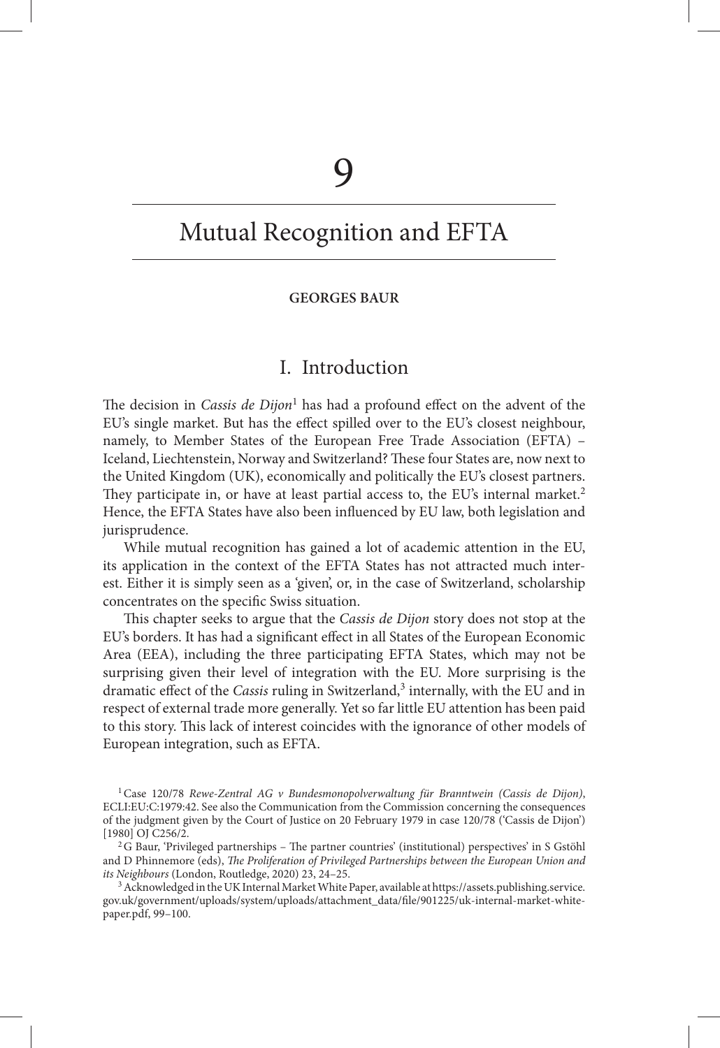# 9

# Mutual Recognition and EFTA

**GEORGES BAUR**

## I. Introduction

The decision in *Cassis de Dijon*[1] has had a profound effect on the advent of the EU's single market. But has the effect spilled over to the EU's closest neighbour, namely, to Member States of the European Free Trade Association (EFTA) – Iceland, Liechtenstein, Norway and Switzerland? These four States are, now next to the United Kingdom (UK), economically and politically the EU's closest partners. They participate in, or have at least partial access to, the EU's internal market.[2] Hence, the EFTA States have also been influenced by EU law, both legislation and jurisprudence.

While mutual recognition has gained a lot of academic attention in the EU, its application in the context of the EFTA States has not attracted much interest. Either it is simply seen as a 'given', or, in the case of Switzerland, scholarship concentrates on the specific Swiss situation.

This chapter seeks to argue that the *Cassis de Dijon* story does not stop at the EU's borders. It has had a significant effect in all States of the European Economic Area (EEA), including the three participating EFTA States, which may not be surprising given their level of integration with the EU. More surprising is the dramatic effect of the *Cassis* ruling in Switzerland,[3] internally, with the EU and in respect of external trade more generally. Yet so far little EU attention has been paid to this story. This lack of interest coincides with the ignorance of other models of European integration, such as EFTA.

[1] Case 120/78 *Rewe-Zentral AG v Bundesmonopolverwaltung für Branntwein (Cassis de Dijon)*, ECLI:EU:C:1979:42. See also the Communication from the Commission concerning the consequences of the judgment given by the Court of Justice on 20 February 1979 in case 120/78 ('Cassis de Dijon') [1980] OJ C256/2.

[2] G Baur, 'Privileged partnerships – The partner countries' (institutional) perspectives' in S Gstöhl and D Phinnemore (eds), *The Proliferation of Privileged Partnerships between the European Union and its Neighbours* (London, Routledge, 2020) 23, 24–25.

[3] Acknowledged in the UK Internal Market White Paper, available at https://assets.publishing.service.gov.uk/government/uploads/system/uploads/attachment_data/file/901225/uk-internal-market-white-paper.pdf, 99–100.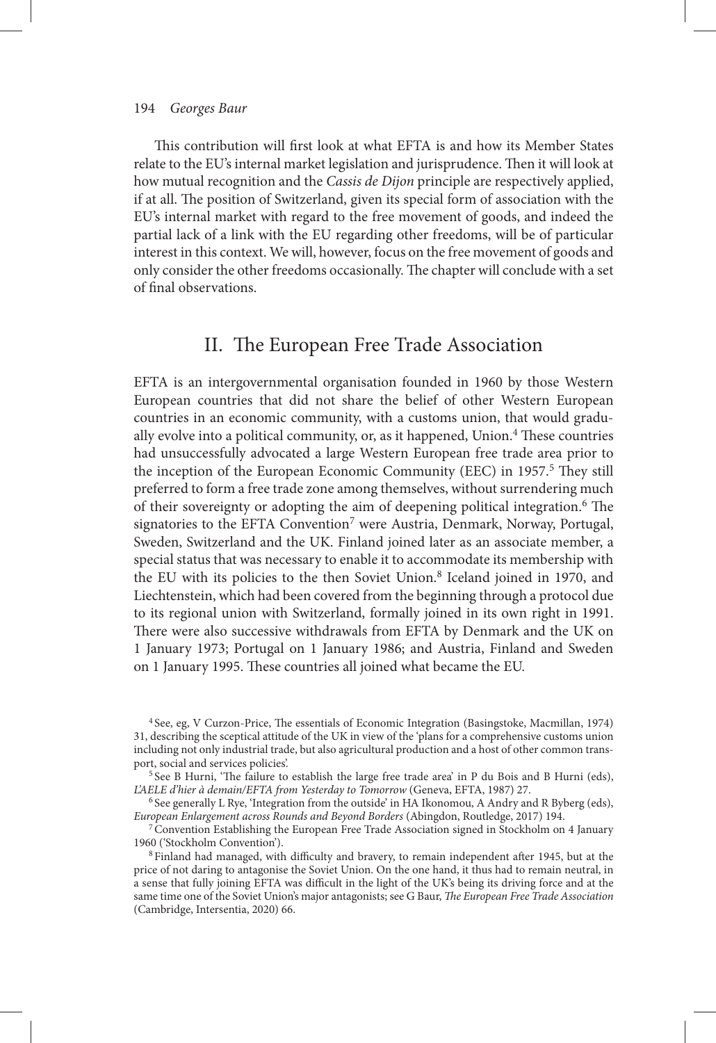This contribution will first look at what EFTA is and how its Member States relate to the EU's internal market legislation and jurisprudence. Then it will look at how mutual recognition and the *Cassis de Dijon* principle are respectively applied, if at all. The position of Switzerland, given its special form of association with the EU's internal market with regard to the free movement of goods, and indeed the partial lack of a link with the EU regarding other freedoms, will be of particular interest in this context. We will, however, focus on the free movement of goods and only consider the other freedoms occasionally. The chapter will conclude with a set of final observations.

## II. The European Free Trade Association

EFTA is an intergovernmental organisation founded in 1960 by those Western European countries that did not share the belief of other Western European countries in an economic community, with a customs union, that would gradually evolve into a political community, or, as it happened, Union.[4] These countries had unsuccessfully advocated a large Western European free trade area prior to the inception of the European Economic Community (EEC) in 1957.[5] They still preferred to form a free trade zone among themselves, without surrendering much of their sovereignty or adopting the aim of deepening political integration.[6] The signatories to the EFTA Convention[7] were Austria, Denmark, Norway, Portugal, Sweden, Switzerland and the UK. Finland joined later as an associate member, a special status that was necessary to enable it to accommodate its membership with the EU with its policies to the then Soviet Union.[8] Iceland joined in 1970, and Liechtenstein, which had been covered from the beginning through a protocol due to its regional union with Switzerland, formally joined in its own right in 1991. There were also successive withdrawals from EFTA by Denmark and the UK on 1 January 1973; Portugal on 1 January 1986; and Austria, Finland and Sweden on 1 January 1995. These countries all joined what became the EU.

[4] See, eg, V Curzon-Price, The essentials of Economic Integration (Basingstoke, Macmillan, 1974) 31, describing the sceptical attitude of the UK in view of the 'plans for a comprehensive customs union including not only industrial trade, but also agricultural production and a host of other common transport, social and services policies'.

[5] See B Hurni, 'The failure to establish the large free trade area' in P du Bois and B Hurni (eds), *L'AELE d'hier à demain/EFTA from Yesterday to Tomorrow* (Geneva, EFTA, 1987) 27.

[6] See generally L Rye, 'Integration from the outside' in HA Ikonomou, A Andry and R Byberg (eds), *European Enlargement across Rounds and Beyond Borders* (Abingdon, Routledge, 2017) 194.

[7] Convention Establishing the European Free Trade Association signed in Stockholm on 4 January 1960 ('Stockholm Convention').

[8] Finland had managed, with difficulty and bravery, to remain independent after 1945, but at the price of not daring to antagonise the Soviet Union. On the one hand, it thus had to remain neutral, in a sense that fully joining EFTA was difficult in the light of the UK's being its driving force and at the same time one of the Soviet Union's major antagonists; see G Baur, *The European Free Trade Association* (Cambridge, Intersentia, 2020) 66.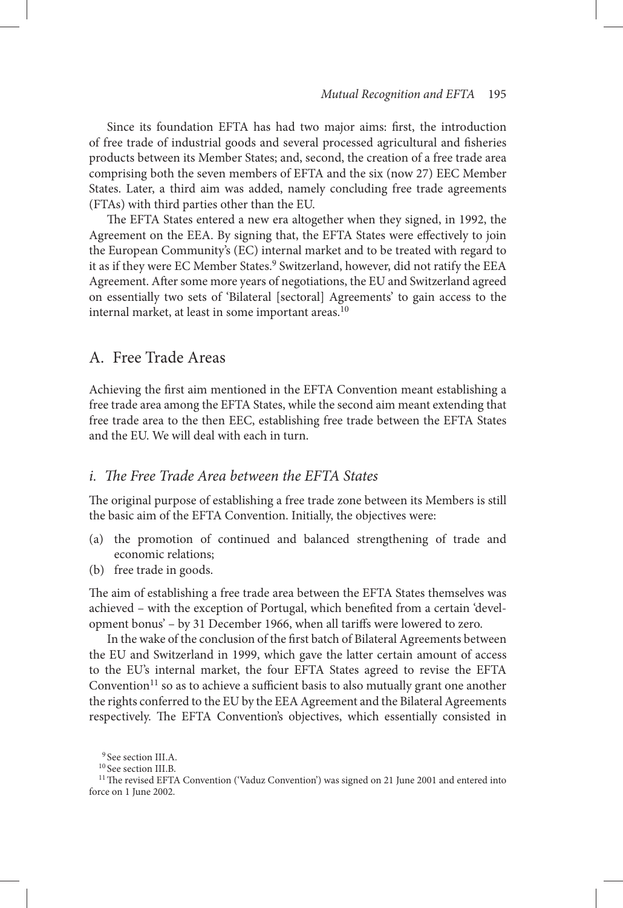Since its foundation EFTA has had two major aims: first, the introduction of free trade of industrial goods and several processed agricultural and fisheries products between its Member States; and, second, the creation of a free trade area comprising both the seven members of EFTA and the six (now 27) EEC Member States. Later, a third aim was added, namely concluding free trade agreements (FTAs) with third parties other than the EU.

The EFTA States entered a new era altogether when they signed, in 1992, the Agreement on the EEA. By signing that, the EFTA States were effectively to join the European Community's (EC) internal market and to be treated with regard to it as if they were EC Member States.[9] Switzerland, however, did not ratify the EEA Agreement. After some more years of negotiations, the EU and Switzerland agreed on essentially two sets of 'Bilateral [sectoral] Agreements' to gain access to the internal market, at least in some important areas.[10]

## A. Free Trade Areas

Achieving the first aim mentioned in the EFTA Convention meant establishing a free trade area among the EFTA States, while the second aim meant extending that free trade area to the then EEC, establishing free trade between the EFTA States and the EU. We will deal with each in turn.

### *i. The Free Trade Area between the EFTA States*

The original purpose of establishing a free trade zone between its Members is still the basic aim of the EFTA Convention. Initially, the objectives were:

(a) the promotion of continued and balanced strengthening of trade and economic relations;
(b) free trade in goods.

The aim of establishing a free trade area between the EFTA States themselves was achieved – with the exception of Portugal, which benefited from a certain 'development bonus' – by 31 December 1966, when all tariffs were lowered to zero.

In the wake of the conclusion of the first batch of Bilateral Agreements between the EU and Switzerland in 1999, which gave the latter certain amount of access to the EU's internal market, the four EFTA States agreed to revise the EFTA Convention[11] so as to achieve a sufficient basis to also mutually grant one another the rights conferred to the EU by the EEA Agreement and the Bilateral Agreements respectively. The EFTA Convention's objectives, which essentially consisted in

[9] See section III.A.

[10] See section III.B.

[11] The revised EFTA Convention ('Vaduz Convention') was signed on 21 June 2001 and entered into force on 1 June 2002.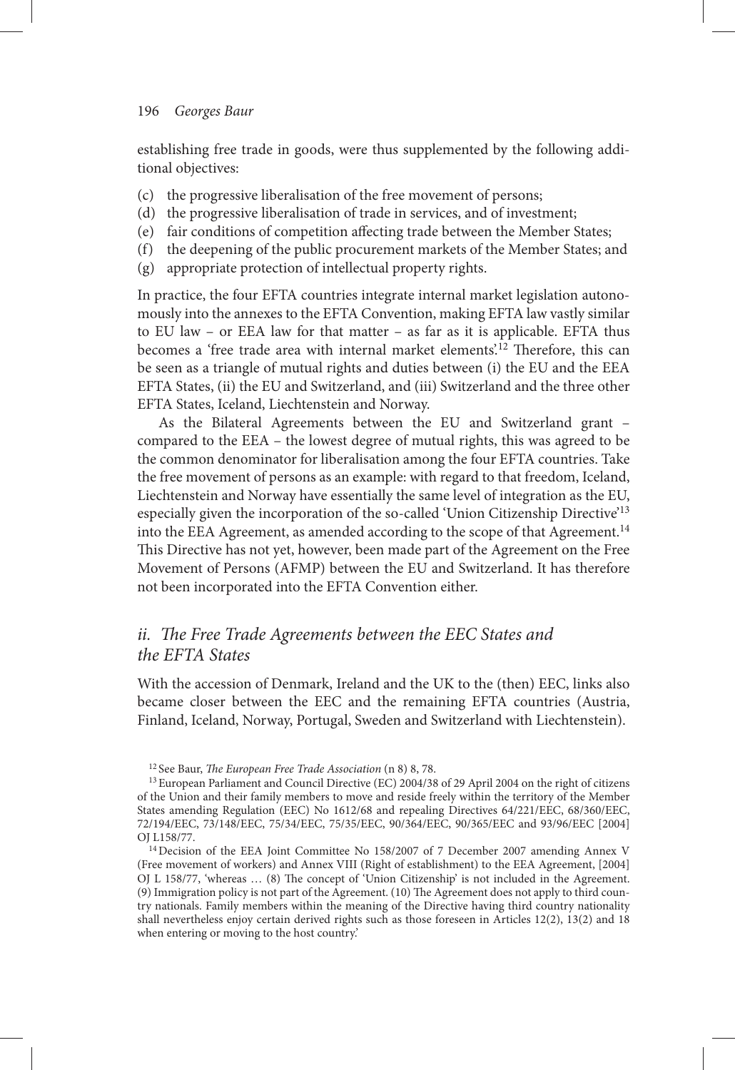establishing free trade in goods, were thus supplemented by the following additional objectives:

(c) the progressive liberalisation of the free movement of persons;
(d) the progressive liberalisation of trade in services, and of investment;
(e) fair conditions of competition affecting trade between the Member States;
(f) the deepening of the public procurement markets of the Member States; and
(g) appropriate protection of intellectual property rights.

In practice, the four EFTA countries integrate internal market legislation autonomously into the annexes to the EFTA Convention, making EFTA law vastly similar to EU law – or EEA law for that matter – as far as it is applicable. EFTA thus becomes a 'free trade area with internal market elements'.[12] Therefore, this can be seen as a triangle of mutual rights and duties between (i) the EU and the EEA EFTA States, (ii) the EU and Switzerland, and (iii) Switzerland and the three other EFTA States, Iceland, Liechtenstein and Norway.

As the Bilateral Agreements between the EU and Switzerland grant – compared to the EEA – the lowest degree of mutual rights, this was agreed to be the common denominator for liberalisation among the four EFTA countries. Take the free movement of persons as an example: with regard to that freedom, Iceland, Liechtenstein and Norway have essentially the same level of integration as the EU, especially given the incorporation of the so-called 'Union Citizenship Directive'[13] into the EEA Agreement, as amended according to the scope of that Agreement.[14] This Directive has not yet, however, been made part of the Agreement on the Free Movement of Persons (AFMP) between the EU and Switzerland. It has therefore not been incorporated into the EFTA Convention either.

### *ii. The Free Trade Agreements between the EEC States and the EFTA States*

With the accession of Denmark, Ireland and the UK to the (then) EEC, links also became closer between the EEC and the remaining EFTA countries (Austria, Finland, Iceland, Norway, Portugal, Sweden and Switzerland with Liechtenstein).

---

[12] See Baur, *The European Free Trade Association* (n 8) 8, 78.

[13] European Parliament and Council Directive (EC) 2004/38 of 29 April 2004 on the right of citizens of the Union and their family members to move and reside freely within the territory of the Member States amending Regulation (EEC) No 1612/68 and repealing Directives 64/221/EEC, 68/360/EEC, 72/194/EEC, 73/148/EEC, 75/34/EEC, 75/35/EEC, 90/364/EEC, 90/365/EEC and 93/96/EEC [2004] OJ L158/77.

[14] Decision of the EEA Joint Committee No 158/2007 of 7 December 2007 amending Annex V (Free movement of workers) and Annex VIII (Right of establishment) to the EEA Agreement, [2004] OJ L 158/77, 'whereas … (8) The concept of 'Union Citizenship' is not included in the Agreement. (9) Immigration policy is not part of the Agreement. (10) The Agreement does not apply to third country nationals. Family members within the meaning of the Directive having third country nationality shall nevertheless enjoy certain derived rights such as those foreseen in Articles 12(2), 13(2) and 18 when entering or moving to the host country.'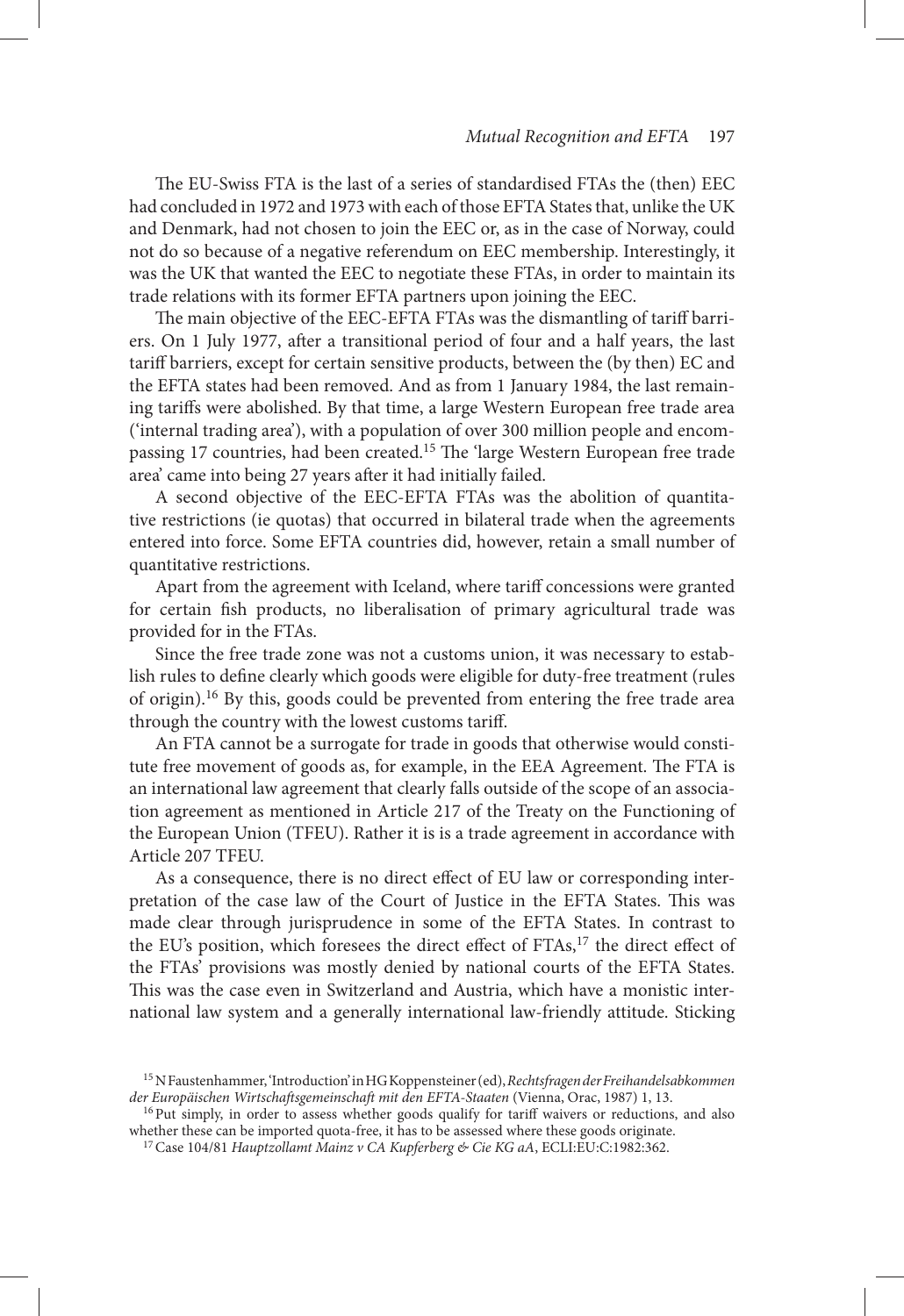The EU-Swiss FTA is the last of a series of standardised FTAs the (then) EEC had concluded in 1972 and 1973 with each of those EFTA States that, unlike the UK and Denmark, had not chosen to join the EEC or, as in the case of Norway, could not do so because of a negative referendum on EEC membership. Interestingly, it was the UK that wanted the EEC to negotiate these FTAs, in order to maintain its trade relations with its former EFTA partners upon joining the EEC.

The main objective of the EEC-EFTA FTAs was the dismantling of tariff barriers. On 1 July 1977, after a transitional period of four and a half years, the last tariff barriers, except for certain sensitive products, between the (by then) EC and the EFTA states had been removed. And as from 1 January 1984, the last remaining tariffs were abolished. By that time, a large Western European free trade area ('internal trading area'), with a population of over 300 million people and encompassing 17 countries, had been created.[15] The 'large Western European free trade area' came into being 27 years after it had initially failed.

A second objective of the EEC-EFTA FTAs was the abolition of quantitative restrictions (ie quotas) that occurred in bilateral trade when the agreements entered into force. Some EFTA countries did, however, retain a small number of quantitative restrictions.

Apart from the agreement with Iceland, where tariff concessions were granted for certain fish products, no liberalisation of primary agricultural trade was provided for in the FTAs.

Since the free trade zone was not a customs union, it was necessary to establish rules to define clearly which goods were eligible for duty-free treatment (rules of origin).[16] By this, goods could be prevented from entering the free trade area through the country with the lowest customs tariff.

An FTA cannot be a surrogate for trade in goods that otherwise would constitute free movement of goods as, for example, in the EEA Agreement. The FTA is an international law agreement that clearly falls outside of the scope of an association agreement as mentioned in Article 217 of the Treaty on the Functioning of the European Union (TFEU). Rather it is is a trade agreement in accordance with Article 207 TFEU.

As a consequence, there is no direct effect of EU law or corresponding interpretation of the case law of the Court of Justice in the EFTA States. This was made clear through jurisprudence in some of the EFTA States. In contrast to the EU's position, which foresees the direct effect of FTAs,[17] the direct effect of the FTAs' provisions was mostly denied by national courts of the EFTA States. This was the case even in Switzerland and Austria, which have a monistic international law system and a generally international law-friendly attitude. Sticking

---

[15] N Faustenhammer, 'Introduction' in HG Koppensteiner (ed), *Rechtsfragen der Freihandelsabkommen der Europäischen Wirtschaftsgemeinschaft mit den EFTA-Staaten* (Vienna, Orac, 1987) 1, 13.

[16] Put simply, in order to assess whether goods qualify for tariff waivers or reductions, and also whether these can be imported quota-free, it has to be assessed where these goods originate.

[17] Case 104/81 *Hauptzollamt Mainz v CA Kupferberg & Cie KG aA*, ECLI:EU:C:1982:362.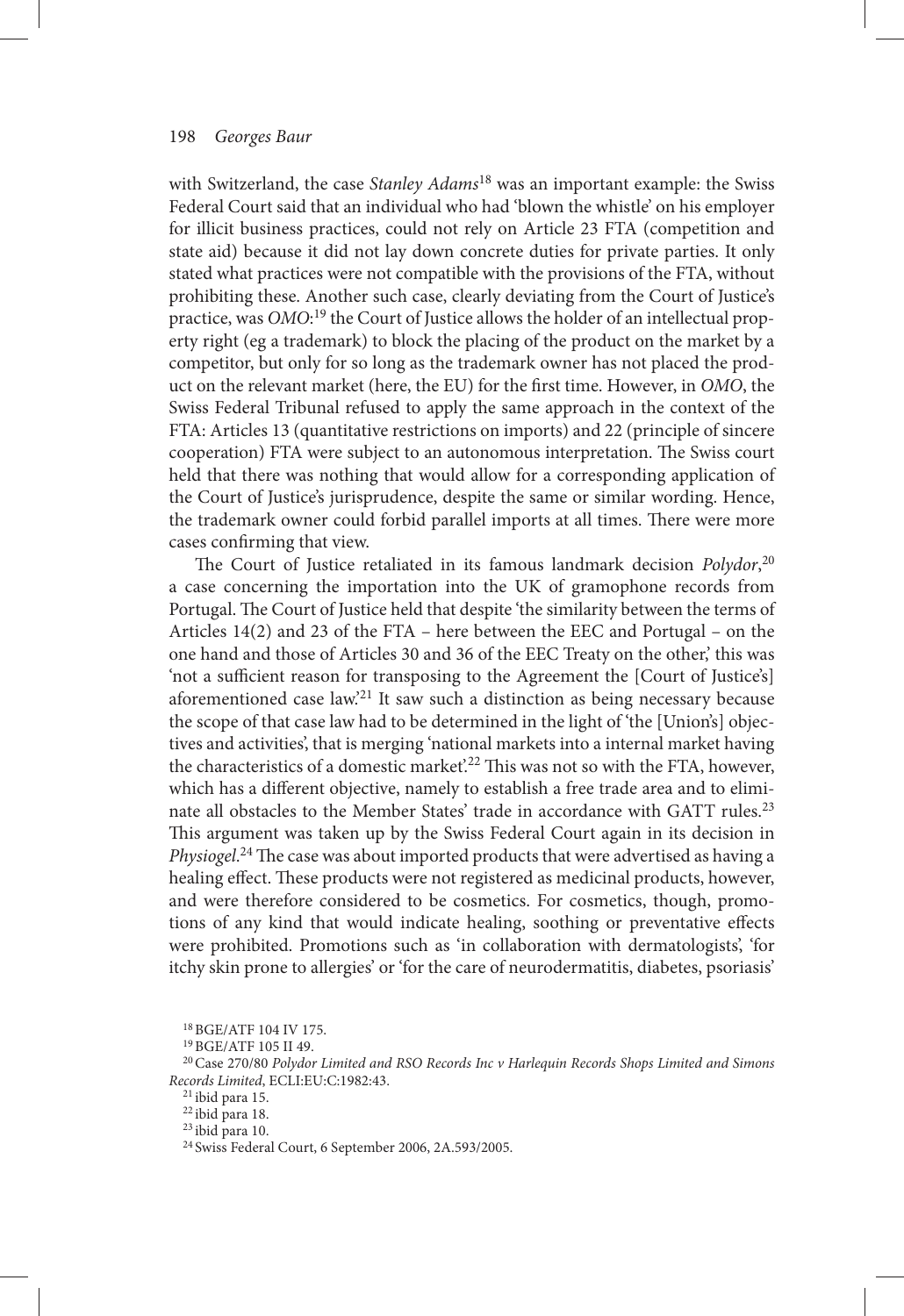with Switzerland, the case *Stanley Adams*[18] was an important example: the Swiss Federal Court said that an individual who had 'blown the whistle' on his employer for illicit business practices, could not rely on Article 23 FTA (competition and state aid) because it did not lay down concrete duties for private parties. It only stated what practices were not compatible with the provisions of the FTA, without prohibiting these. Another such case, clearly deviating from the Court of Justice's practice, was *OMO*:[19] the Court of Justice allows the holder of an intellectual property right (eg a trademark) to block the placing of the product on the market by a competitor, but only for so long as the trademark owner has not placed the product on the relevant market (here, the EU) for the first time. However, in *OMO*, the Swiss Federal Tribunal refused to apply the same approach in the context of the FTA: Articles 13 (quantitative restrictions on imports) and 22 (principle of sincere cooperation) FTA were subject to an autonomous interpretation. The Swiss court held that there was nothing that would allow for a corresponding application of the Court of Justice's jurisprudence, despite the same or similar wording. Hence, the trademark owner could forbid parallel imports at all times. There were more cases confirming that view.

The Court of Justice retaliated in its famous landmark decision *Polydor*,[20] a case concerning the importation into the UK of gramophone records from Portugal. The Court of Justice held that despite 'the similarity between the terms of Articles 14(2) and 23 of the FTA – here between the EEC and Portugal – on the one hand and those of Articles 30 and 36 of the EEC Treaty on the other,' this was 'not a sufficient reason for transposing to the Agreement the [Court of Justice's] aforementioned case law.'[21] It saw such a distinction as being necessary because the scope of that case law had to be determined in the light of 'the [Union's] objectives and activities', that is merging 'national markets into a internal market having the characteristics of a domestic market'.[22] This was not so with the FTA, however, which has a different objective, namely to establish a free trade area and to eliminate all obstacles to the Member States' trade in accordance with GATT rules.[23] This argument was taken up by the Swiss Federal Court again in its decision in *Physiogel*.[24] The case was about imported products that were advertised as having a healing effect. These products were not registered as medicinal products, however, and were therefore considered to be cosmetics. For cosmetics, though, promotions of any kind that would indicate healing, soothing or preventative effects were prohibited. Promotions such as 'in collaboration with dermatologists', 'for itchy skin prone to allergies' or 'for the care of neurodermatitis, diabetes, psoriasis'

[18] BGE/ATF 104 IV 175.

[19] BGE/ATF 105 II 49.

[20] Case 270/80 *Polydor Limited and RSO Records Inc v Harlequin Records Shops Limited and Simons Records Limited*, ECLI:EU:C:1982:43.

[21] ibid para 15.

[22] ibid para 18.

[23] ibid para 10.

[24] Swiss Federal Court, 6 September 2006, 2A.593/2005.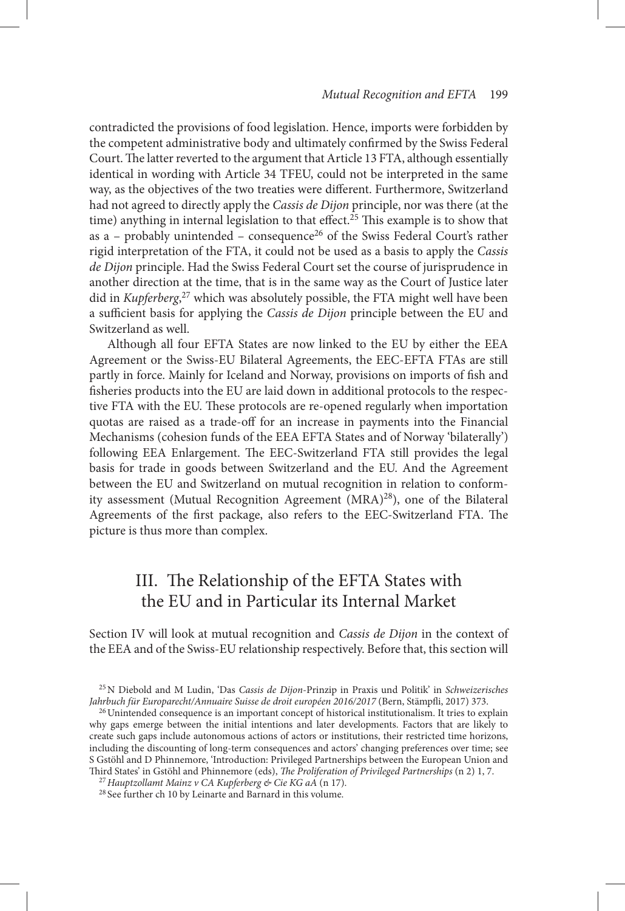contradicted the provisions of food legislation. Hence, imports were forbidden by the competent administrative body and ultimately confirmed by the Swiss Federal Court. The latter reverted to the argument that Article 13 FTA, although essentially identical in wording with Article 34 TFEU, could not be interpreted in the same way, as the objectives of the two treaties were different. Furthermore, Switzerland had not agreed to directly apply the *Cassis de Dijon* principle, nor was there (at the time) anything in internal legislation to that effect.[25] This example is to show that as a – probably unintended – consequence[26] of the Swiss Federal Court's rather rigid interpretation of the FTA, it could not be used as a basis to apply the *Cassis de Dijon* principle. Had the Swiss Federal Court set the course of jurisprudence in another direction at the time, that is in the same way as the Court of Justice later did in *Kupferberg*,[27] which was absolutely possible, the FTA might well have been a sufficient basis for applying the *Cassis de Dijon* principle between the EU and Switzerland as well.

Although all four EFTA States are now linked to the EU by either the EEA Agreement or the Swiss-EU Bilateral Agreements, the EEC-EFTA FTAs are still partly in force. Mainly for Iceland and Norway, provisions on imports of fish and fisheries products into the EU are laid down in additional protocols to the respective FTA with the EU. These protocols are re-opened regularly when importation quotas are raised as a trade-off for an increase in payments into the Financial Mechanisms (cohesion funds of the EEA EFTA States and of Norway 'bilaterally') following EEA Enlargement. The EEC-Switzerland FTA still provides the legal basis for trade in goods between Switzerland and the EU. And the Agreement between the EU and Switzerland on mutual recognition in relation to conformity assessment (Mutual Recognition Agreement (MRA)[28]), one of the Bilateral Agreements of the first package, also refers to the EEC-Switzerland FTA. The picture is thus more than complex.

## III. The Relationship of the EFTA States with the EU and in Particular its Internal Market

Section IV will look at mutual recognition and *Cassis de Dijon* in the context of the EEA and of the Swiss-EU relationship respectively. Before that, this section will

---

[25] N Diebold and M Ludin, 'Das *Cassis de Dijon*-Prinzip in Praxis und Politik' in *Schweizerisches Jahrbuch für Europarecht/Annuaire Suisse de droit européen 2016/2017* (Bern, Stämpfli, 2017) 373.

[26] Unintended consequence is an important concept of historical institutionalism. It tries to explain why gaps emerge between the initial intentions and later developments. Factors that are likely to create such gaps include autonomous actions of actors or institutions, their restricted time horizons, including the discounting of long-term consequences and actors' changing preferences over time; see S Gstöhl and D Phinnemore, 'Introduction: Privileged Partnerships between the European Union and Third States' in Gstöhl and Phinnemore (eds), *The Proliferation of Privileged Partnerships* (n 2) 1, 7.

[27] *Hauptzollamt Mainz v CA Kupferberg & Cie KG aA* (n 17).

[28] See further ch 10 by Leinarte and Barnard in this volume.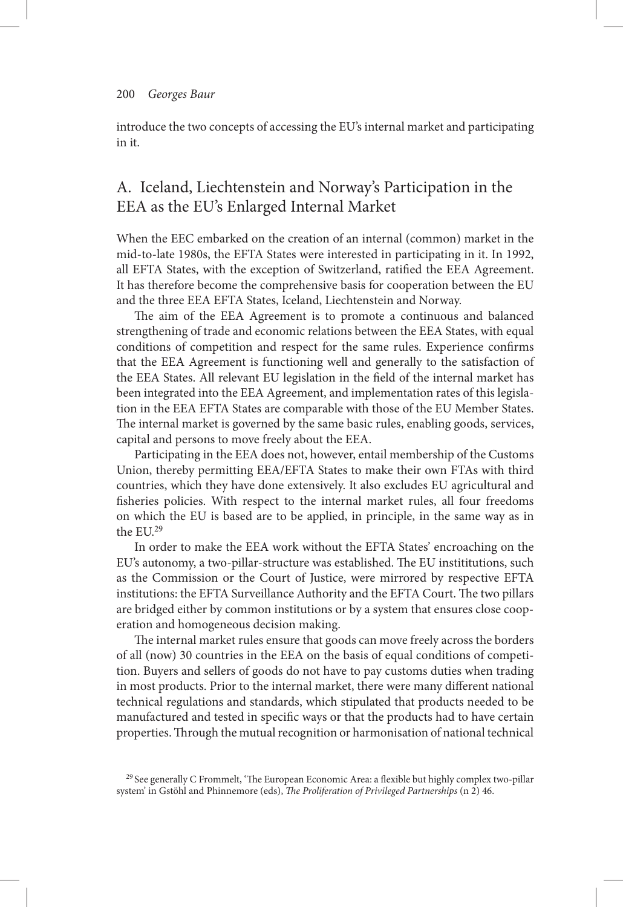introduce the two concepts of accessing the EU's internal market and participating in it.

## A. Iceland, Liechtenstein and Norway's Participation in the EEA as the EU's Enlarged Internal Market

When the EEC embarked on the creation of an internal (common) market in the mid-to-late 1980s, the EFTA States were interested in participating in it. In 1992, all EFTA States, with the exception of Switzerland, ratified the EEA Agreement. It has therefore become the comprehensive basis for cooperation between the EU and the three EEA EFTA States, Iceland, Liechtenstein and Norway.

The aim of the EEA Agreement is to promote a continuous and balanced strengthening of trade and economic relations between the EEA States, with equal conditions of competition and respect for the same rules. Experience confirms that the EEA Agreement is functioning well and generally to the satisfaction of the EEA States. All relevant EU legislation in the field of the internal market has been integrated into the EEA Agreement, and implementation rates of this legislation in the EEA EFTA States are comparable with those of the EU Member States. The internal market is governed by the same basic rules, enabling goods, services, capital and persons to move freely about the EEA.

Participating in the EEA does not, however, entail membership of the Customs Union, thereby permitting EEA/EFTA States to make their own FTAs with third countries, which they have done extensively. It also excludes EU agricultural and fisheries policies. With respect to the internal market rules, all four freedoms on which the EU is based are to be applied, in principle, in the same way as in the EU.[29]

In order to make the EEA work without the EFTA States' encroaching on the EU's autonomy, a two-pillar-structure was established. The EU instititutions, such as the Commission or the Court of Justice, were mirrored by respective EFTA institutions: the EFTA Surveillance Authority and the EFTA Court. The two pillars are bridged either by common institutions or by a system that ensures close cooperation and homogeneous decision making.

The internal market rules ensure that goods can move freely across the borders of all (now) 30 countries in the EEA on the basis of equal conditions of competition. Buyers and sellers of goods do not have to pay customs duties when trading in most products. Prior to the internal market, there were many different national technical regulations and standards, which stipulated that products needed to be manufactured and tested in specific ways or that the products had to have certain properties. Through the mutual recognition or harmonisation of national technical

[29] See generally C Frommelt, 'The European Economic Area: a flexible but highly complex two-pillar system' in Gstöhl and Phinnemore (eds), *The Proliferation of Privileged Partnerships* (n 2) 46.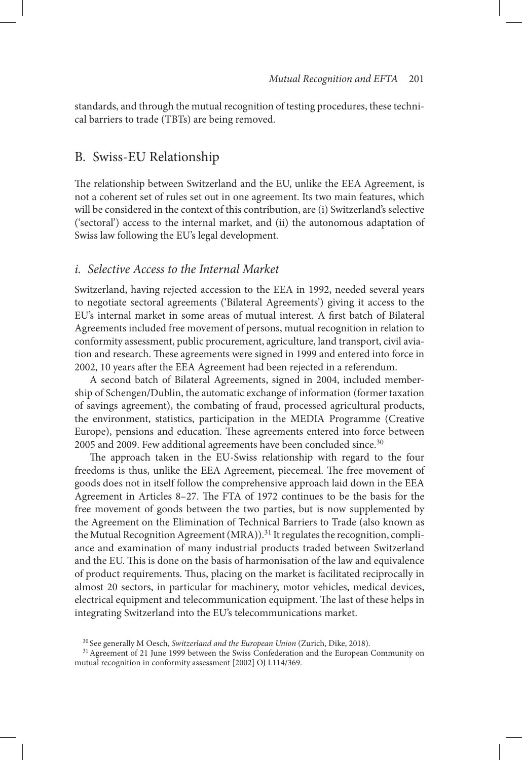standards, and through the mutual recognition of testing procedures, these technical barriers to trade (TBTs) are being removed.

## B. Swiss-EU Relationship

The relationship between Switzerland and the EU, unlike the EEA Agreement, is not a coherent set of rules set out in one agreement. Its two main features, which will be considered in the context of this contribution, are (i) Switzerland's selective ('sectoral') access to the internal market, and (ii) the autonomous adaptation of Swiss law following the EU's legal development.

### *i. Selective Access to the Internal Market*

Switzerland, having rejected accession to the EEA in 1992, needed several years to negotiate sectoral agreements ('Bilateral Agreements') giving it access to the EU's internal market in some areas of mutual interest. A first batch of Bilateral Agreements included free movement of persons, mutual recognition in relation to conformity assessment, public procurement, agriculture, land transport, civil aviation and research. These agreements were signed in 1999 and entered into force in 2002, 10 years after the EEA Agreement had been rejected in a referendum.

A second batch of Bilateral Agreements, signed in 2004, included membership of Schengen/Dublin, the automatic exchange of information (former taxation of savings agreement), the combating of fraud, processed agricultural products, the environment, statistics, participation in the MEDIA Programme (Creative Europe), pensions and education. These agreements entered into force between 2005 and 2009. Few additional agreements have been concluded since.[30]

The approach taken in the EU-Swiss relationship with regard to the four freedoms is thus, unlike the EEA Agreement, piecemeal. The free movement of goods does not in itself follow the comprehensive approach laid down in the EEA Agreement in Articles 8–27. The FTA of 1972 continues to be the basis for the free movement of goods between the two parties, but is now supplemented by the Agreement on the Elimination of Technical Barriers to Trade (also known as the Mutual Recognition Agreement (MRA)).[31] It regulates the recognition, compliance and examination of many industrial products traded between Switzerland and the EU. This is done on the basis of harmonisation of the law and equivalence of product requirements. Thus, placing on the market is facilitated reciprocally in almost 20 sectors, in particular for machinery, motor vehicles, medical devices, electrical equipment and telecommunication equipment. The last of these helps in integrating Switzerland into the EU's telecommunications market.

[30] See generally M Oesch, *Switzerland and the European Union* (Zurich, Dike, 2018).

[31] Agreement of 21 June 1999 between the Swiss Confederation and the European Community on mutual recognition in conformity assessment [2002] OJ L114/369.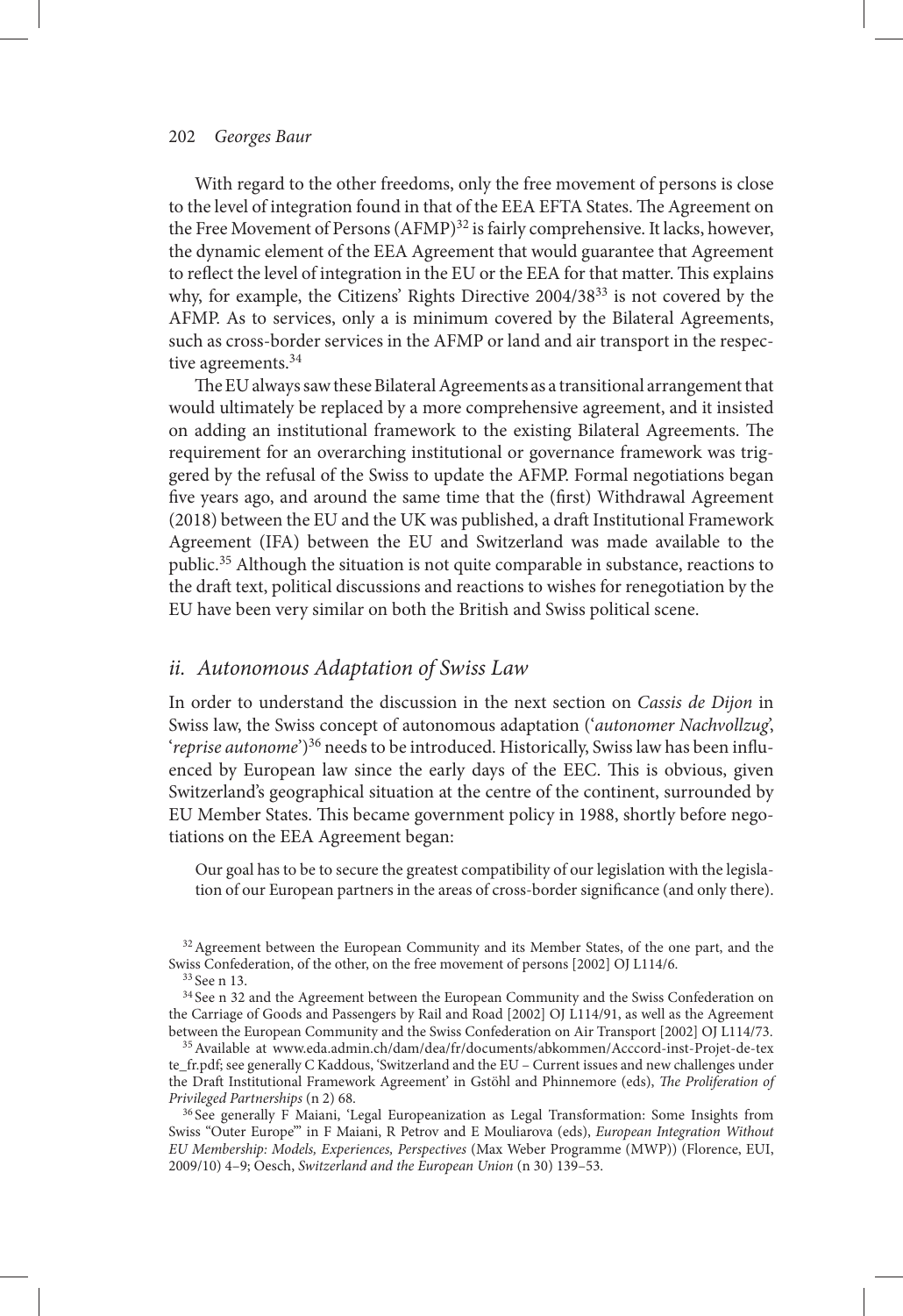With regard to the other freedoms, only the free movement of persons is close to the level of integration found in that of the EEA EFTA States. The Agreement on the Free Movement of Persons (AFMP)[32] is fairly comprehensive. It lacks, however, the dynamic element of the EEA Agreement that would guarantee that Agreement to reflect the level of integration in the EU or the EEA for that matter. This explains why, for example, the Citizens' Rights Directive 2004/38[33] is not covered by the AFMP. As to services, only a is minimum covered by the Bilateral Agreements, such as cross-border services in the AFMP or land and air transport in the respective agreements.[34]

The EU always saw these Bilateral Agreements as a transitional arrangement that would ultimately be replaced by a more comprehensive agreement, and it insisted on adding an institutional framework to the existing Bilateral Agreements. The requirement for an overarching institutional or governance framework was triggered by the refusal of the Swiss to update the AFMP. Formal negotiations began five years ago, and around the same time that the (first) Withdrawal Agreement (2018) between the EU and the UK was published, a draft Institutional Framework Agreement (IFA) between the EU and Switzerland was made available to the public.[35] Although the situation is not quite comparable in substance, reactions to the draft text, political discussions and reactions to wishes for renegotiation by the EU have been very similar on both the British and Swiss political scene.

### *ii. Autonomous Adaptation of Swiss Law*

In order to understand the discussion in the next section on *Cassis de Dijon* in Swiss law, the Swiss concept of autonomous adaptation ('*autonomer Nachvollzug*', '*reprise autonome*')[36] needs to be introduced. Historically, Swiss law has been influenced by European law since the early days of the EEC. This is obvious, given Switzerland's geographical situation at the centre of the continent, surrounded by EU Member States. This became government policy in 1988, shortly before negotiations on the EEA Agreement began:

> Our goal has to be to secure the greatest compatibility of our legislation with the legislation of our European partners in the areas of cross-border significance (and only there).

---

[32] Agreement between the European Community and its Member States, of the one part, and the Swiss Confederation, of the other, on the free movement of persons [2002] OJ L114/6.

[33] See n 13.

[34] See n 32 and the Agreement between the European Community and the Swiss Confederation on the Carriage of Goods and Passengers by Rail and Road [2002] OJ L114/91, as well as the Agreement between the European Community and the Swiss Confederation on Air Transport [2002] OJ L114/73.

[35] Available at www.eda.admin.ch/dam/dea/fr/documents/abkommen/Acccord-inst-Projet-de-texte_fr.pdf; see generally C Kaddous, 'Switzerland and the EU – Current issues and new challenges under the Draft Institutional Framework Agreement' in Gstöhl and Phinnemore (eds), *The Proliferation of Privileged Partnerships* (n 2) 68.

[36] See generally F Maiani, 'Legal Europeanization as Legal Transformation: Some Insights from Swiss "Outer Europe"' in F Maiani, R Petrov and E Mouliarova (eds), *European Integration Without EU Membership: Models, Experiences, Perspectives* (Max Weber Programme (MWP)) (Florence, EUI, 2009/10) 4–9; Oesch, *Switzerland and the European Union* (n 30) 139–53.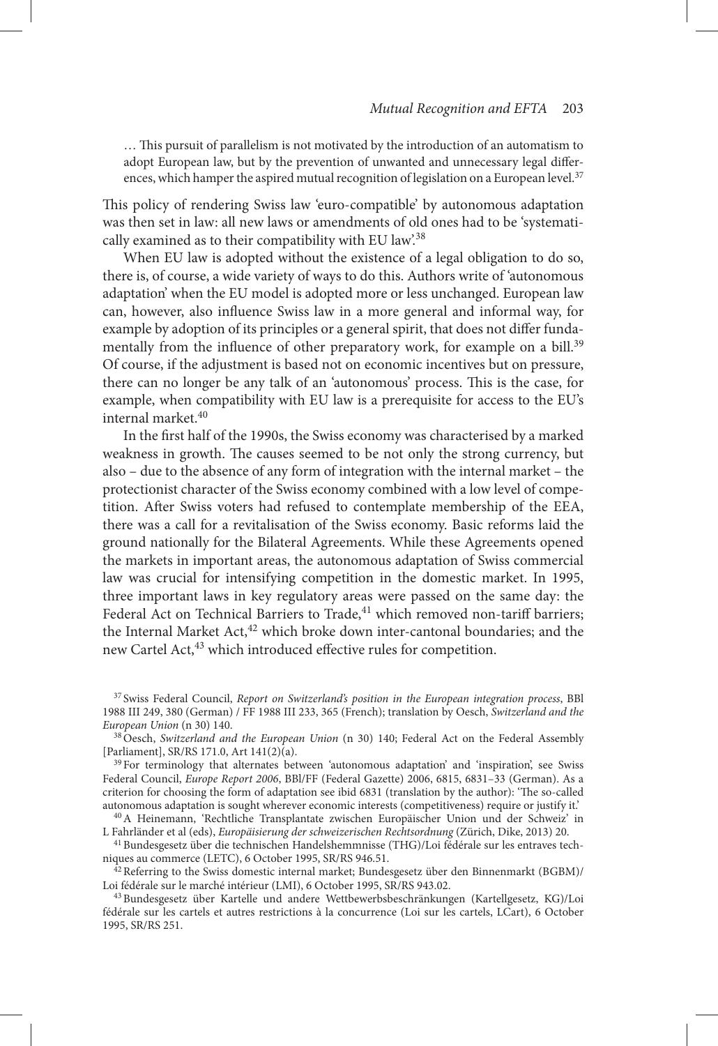… This pursuit of parallelism is not motivated by the introduction of an automatism to adopt European law, but by the prevention of unwanted and unnecessary legal differences, which hamper the aspired mutual recognition of legislation on a European level.[37]

This policy of rendering Swiss law 'euro-compatible' by autonomous adaptation was then set in law: all new laws or amendments of old ones had to be 'systematically examined as to their compatibility with EU law'.[38]

When EU law is adopted without the existence of a legal obligation to do so, there is, of course, a wide variety of ways to do this. Authors write of 'autonomous adaptation' when the EU model is adopted more or less unchanged. European law can, however, also influence Swiss law in a more general and informal way, for example by adoption of its principles or a general spirit, that does not differ fundamentally from the influence of other preparatory work, for example on a bill.[39] Of course, if the adjustment is based not on economic incentives but on pressure, there can no longer be any talk of an 'autonomous' process. This is the case, for example, when compatibility with EU law is a prerequisite for access to the EU's internal market.[40]

In the first half of the 1990s, the Swiss economy was characterised by a marked weakness in growth. The causes seemed to be not only the strong currency, but also – due to the absence of any form of integration with the internal market – the protectionist character of the Swiss economy combined with a low level of competition. After Swiss voters had refused to contemplate membership of the EEA, there was a call for a revitalisation of the Swiss economy. Basic reforms laid the ground nationally for the Bilateral Agreements. While these Agreements opened the markets in important areas, the autonomous adaptation of Swiss commercial law was crucial for intensifying competition in the domestic market. In 1995, three important laws in key regulatory areas were passed on the same day: the Federal Act on Technical Barriers to Trade,[41] which removed non-tariff barriers; the Internal Market Act,[42] which broke down inter-cantonal boundaries; and the new Cartel Act,[43] which introduced effective rules for competition.

---

[37] Swiss Federal Council, *Report on Switzerland's position in the European integration process*, BBl 1988 III 249, 380 (German) / FF 1988 III 233, 365 (French); translation by Oesch, *Switzerland and the European Union* (n 30) 140.

[38] Oesch, *Switzerland and the European Union* (n 30) 140; Federal Act on the Federal Assembly [Parliament], SR/RS 171.0, Art 141(2)(a).

[39] For terminology that alternates between 'autonomous adaptation' and 'inspiration', see Swiss Federal Council, *Europe Report 2006*, BBl/FF (Federal Gazette) 2006, 6815, 6831–33 (German). As a criterion for choosing the form of adaptation see ibid 6831 (translation by the author): 'The so-called autonomous adaptation is sought wherever economic interests (competitiveness) require or justify it.'

[40] A Heinemann, 'Rechtliche Transplantate zwischen Europäischer Union und der Schweiz' in L Fahrländer et al (eds), *Europäisierung der schweizerischen Rechtsordnung* (Zürich, Dike, 2013) 20.

[41] Bundesgesetz über die technischen Handelshemmnisse (THG)/Loi fédérale sur les entraves techniques au commerce (LETC), 6 October 1995, SR/RS 946.51.

[42] Referring to the Swiss domestic internal market; Bundesgesetz über den Binnenmarkt (BGBM)/Loi fédérale sur le marché intérieur (LMI), 6 October 1995, SR/RS 943.02.

[43] Bundesgesetz über Kartelle und andere Wettbewerbsbeschränkungen (Kartellgesetz, KG)/Loi fédérale sur les cartels et autres restrictions à la concurrence (Loi sur les cartels, LCart), 6 October 1995, SR/RS 251.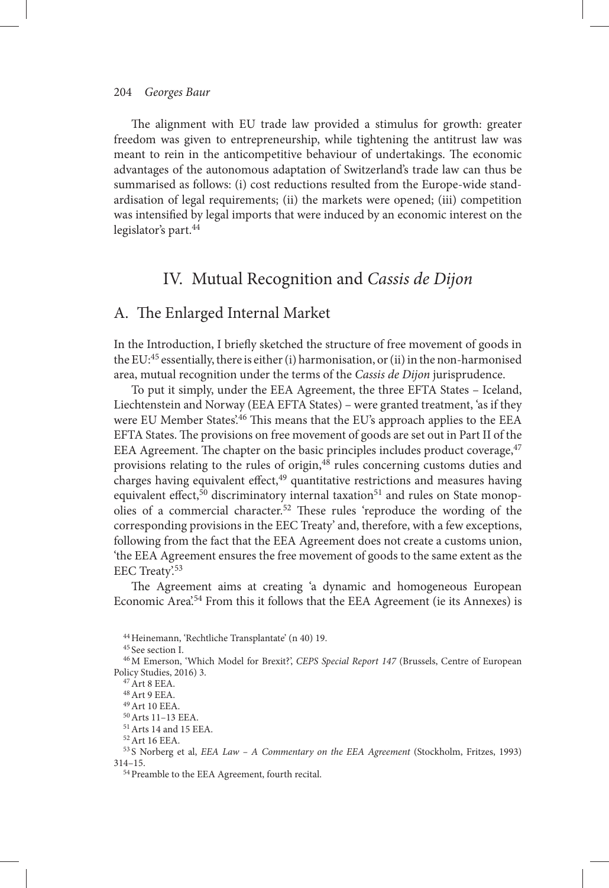The alignment with EU trade law provided a stimulus for growth: greater freedom was given to entrepreneurship, while tightening the antitrust law was meant to rein in the anticompetitive behaviour of undertakings. The economic advantages of the autonomous adaptation of Switzerland's trade law can thus be summarised as follows: (i) cost reductions resulted from the Europe-wide standardisation of legal requirements; (ii) the markets were opened; (iii) competition was intensified by legal imports that were induced by an economic interest on the legislator's part.[44]

## IV. Mutual Recognition and *Cassis de Dijon*

### A. The Enlarged Internal Market

In the Introduction, I briefly sketched the structure of free movement of goods in the EU:[45] essentially, there is either (i) harmonisation, or (ii) in the non-harmonised area, mutual recognition under the terms of the *Cassis de Dijon* jurisprudence.

To put it simply, under the EEA Agreement, the three EFTA States – Iceland, Liechtenstein and Norway (EEA EFTA States) – were granted treatment, 'as if they were EU Member States'.[46] This means that the EU's approach applies to the EEA EFTA States. The provisions on free movement of goods are set out in Part II of the EEA Agreement. The chapter on the basic principles includes product coverage,[47] provisions relating to the rules of origin,[48] rules concerning customs duties and charges having equivalent effect,[49] quantitative restrictions and measures having equivalent effect,[50] discriminatory internal taxation[51] and rules on State monopolies of a commercial character.[52] These rules 'reproduce the wording of the corresponding provisions in the EEC Treaty' and, therefore, with a few exceptions, following from the fact that the EEA Agreement does not create a customs union, 'the EEA Agreement ensures the free movement of goods to the same extent as the EEC Treaty'.[53]

The Agreement aims at creating 'a dynamic and homogeneous European Economic Area'.[54] From this it follows that the EEA Agreement (ie its Annexes) is

[44] Heinemann, 'Rechtliche Transplantate' (n 40) 19.

[45] See section I.

[46] M Emerson, 'Which Model for Brexit?', *CEPS Special Report 147* (Brussels, Centre of European Policy Studies, 2016) 3.

[47] Art 8 EEA.

[48] Art 9 EEA.

[49] Art 10 EEA.

[50] Arts 11–13 EEA.

[51] Arts 14 and 15 EEA.

[52] Art 16 EEA.

[53] S Norberg et al, *EEA Law – A Commentary on the EEA Agreement* (Stockholm, Fritzes, 1993) 314–15.

[54] Preamble to the EEA Agreement, fourth recital.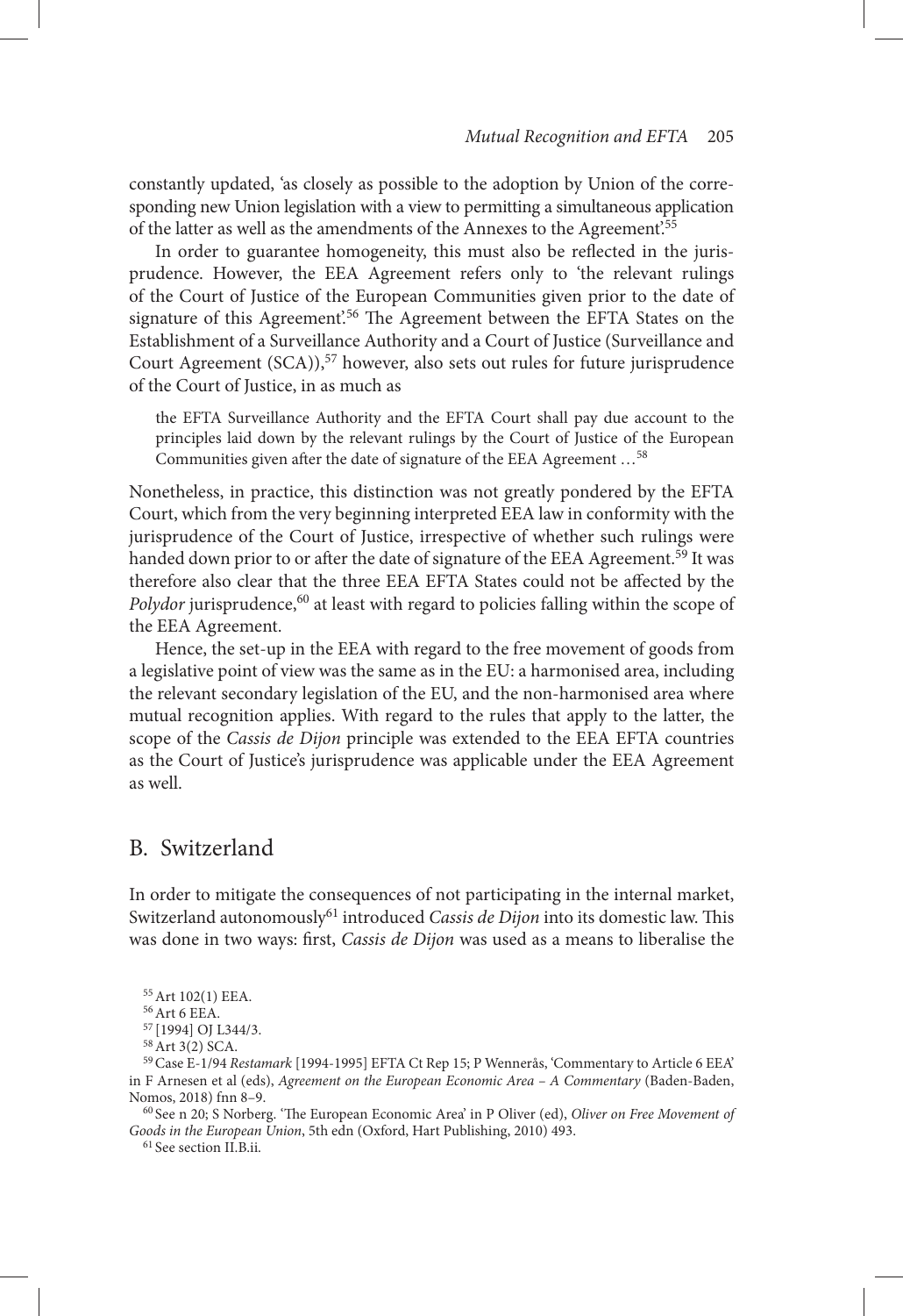constantly updated, 'as closely as possible to the adoption by Union of the corresponding new Union legislation with a view to permitting a simultaneous application of the latter as well as the amendments of the Annexes to the Agreement'.[55]

In order to guarantee homogeneity, this must also be reflected in the jurisprudence. However, the EEA Agreement refers only to 'the relevant rulings of the Court of Justice of the European Communities given prior to the date of signature of this Agreement'.[56] The Agreement between the EFTA States on the Establishment of a Surveillance Authority and a Court of Justice (Surveillance and Court Agreement (SCA)),[57] however, also sets out rules for future jurisprudence of the Court of Justice, in as much as

> the EFTA Surveillance Authority and the EFTA Court shall pay due account to the principles laid down by the relevant rulings by the Court of Justice of the European Communities given after the date of signature of the EEA Agreement …[58]

Nonetheless, in practice, this distinction was not greatly pondered by the EFTA Court, which from the very beginning interpreted EEA law in conformity with the jurisprudence of the Court of Justice, irrespective of whether such rulings were handed down prior to or after the date of signature of the EEA Agreement.[59] It was therefore also clear that the three EEA EFTA States could not be affected by the *Polydor* jurisprudence,[60] at least with regard to policies falling within the scope of the EEA Agreement.

Hence, the set-up in the EEA with regard to the free movement of goods from a legislative point of view was the same as in the EU: a harmonised area, including the relevant secondary legislation of the EU, and the non-harmonised area where mutual recognition applies. With regard to the rules that apply to the latter, the scope of the *Cassis de Dijon* principle was extended to the EEA EFTA countries as the Court of Justice's jurisprudence was applicable under the EEA Agreement as well.

## B. Switzerland

In order to mitigate the consequences of not participating in the internal market, Switzerland autonomously[61] introduced *Cassis de Dijon* into its domestic law. This was done in two ways: first, *Cassis de Dijon* was used as a means to liberalise the

[55] Art 102(1) EEA.

[56] Art 6 EEA.

[57] [1994] OJ L344/3.

[58] Art 3(2) SCA.

[59] Case E-1/94 *Restamark* [1994-1995] EFTA Ct Rep 15; P Wennerås, 'Commentary to Article 6 EEA' in F Arnesen et al (eds), *Agreement on the European Economic Area – A Commentary* (Baden-Baden, Nomos, 2018) fnn 8–9.

[60] See n 20; S Norberg. 'The European Economic Area' in P Oliver (ed), *Oliver on Free Movement of Goods in the European Union*, 5th edn (Oxford, Hart Publishing, 2010) 493.

[61] See section II.B.ii.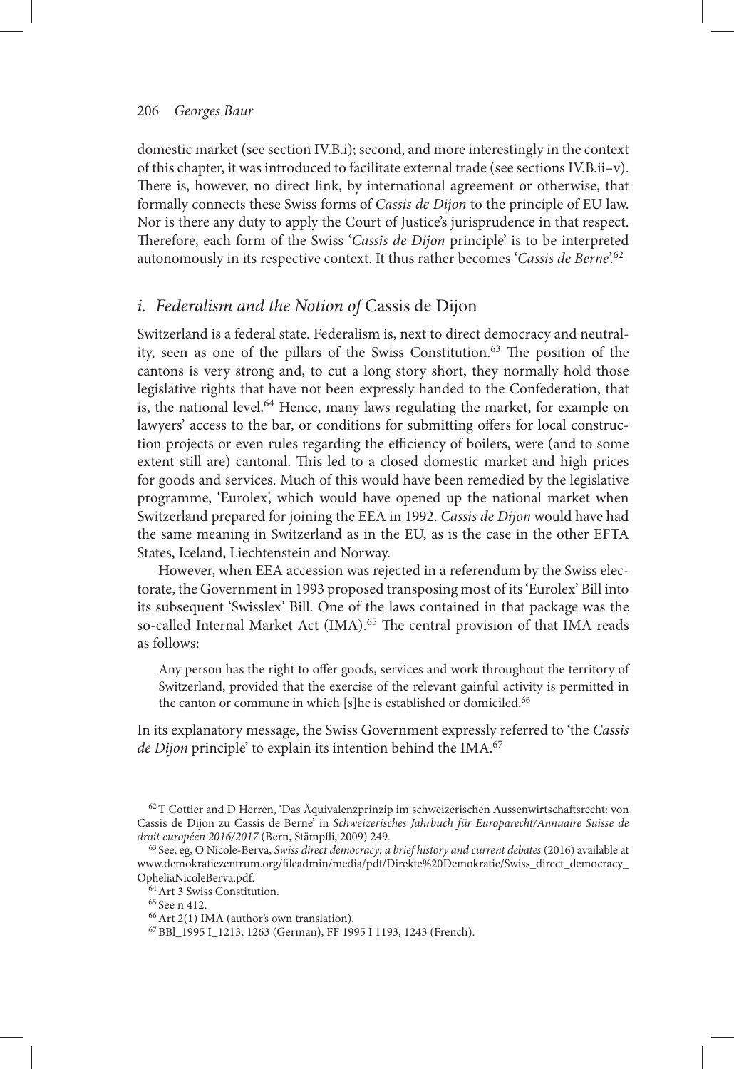domestic market (see section IV.B.i); second, and more interestingly in the context of this chapter, it was introduced to facilitate external trade (see sections IV.B.ii–v). There is, however, no direct link, by international agreement or otherwise, that formally connects these Swiss forms of *Cassis de Dijon* to the principle of EU law. Nor is there any duty to apply the Court of Justice's jurisprudence in that respect. Therefore, each form of the Swiss '*Cassis de Dijon* principle' is to be interpreted autonomously in its respective context. It thus rather becomes '*Cassis de Berne*'.[62]

### *i. Federalism and the Notion of* Cassis de Dijon

Switzerland is a federal state. Federalism is, next to direct democracy and neutrality, seen as one of the pillars of the Swiss Constitution.[63] The position of the cantons is very strong and, to cut a long story short, they normally hold those legislative rights that have not been expressly handed to the Confederation, that is, the national level.[64] Hence, many laws regulating the market, for example on lawyers' access to the bar, or conditions for submitting offers for local construction projects or even rules regarding the efficiency of boilers, were (and to some extent still are) cantonal. This led to a closed domestic market and high prices for goods and services. Much of this would have been remedied by the legislative programme, 'Eurolex', which would have opened up the national market when Switzerland prepared for joining the EEA in 1992. *Cassis de Dijon* would have had the same meaning in Switzerland as in the EU, as is the case in the other EFTA States, Iceland, Liechtenstein and Norway.

However, when EEA accession was rejected in a referendum by the Swiss electorate, the Government in 1993 proposed transposing most of its 'Eurolex' Bill into its subsequent 'Swisslex' Bill. One of the laws contained in that package was the so-called Internal Market Act (IMA).[65] The central provision of that IMA reads as follows:

> Any person has the right to offer goods, services and work throughout the territory of Switzerland, provided that the exercise of the relevant gainful activity is permitted in the canton or commune in which [s]he is established or domiciled.[66]

In its explanatory message, the Swiss Government expressly referred to 'the *Cassis de Dijon* principle' to explain its intention behind the IMA.[67]

---

[62] T Cottier and D Herren, 'Das Äquivalenzprinzip im schweizerischen Aussenwirtschaftsrecht: von Cassis de Dijon zu Cassis de Berne' in *Schweizerisches Jahrbuch für Europarecht/Annuaire Suisse de droit européen 2016/2017* (Bern, Stämpfli, 2009) 249.

[63] See, eg, O Nicole-Berva, *Swiss direct democracy: a brief history and current debates* (2016) available at www.demokratiezentrum.org/fileadmin/media/pdf/Direkte%20Demokratie/Swiss_direct_democracy_OpheliaNicoleBerva.pdf.

[64] Art 3 Swiss Constitution.

[65] See n 412.

[66] Art 2(1) IMA (author's own translation).

[67] BBl_1995 I_1213, 1263 (German), FF 1995 I 1193, 1243 (French).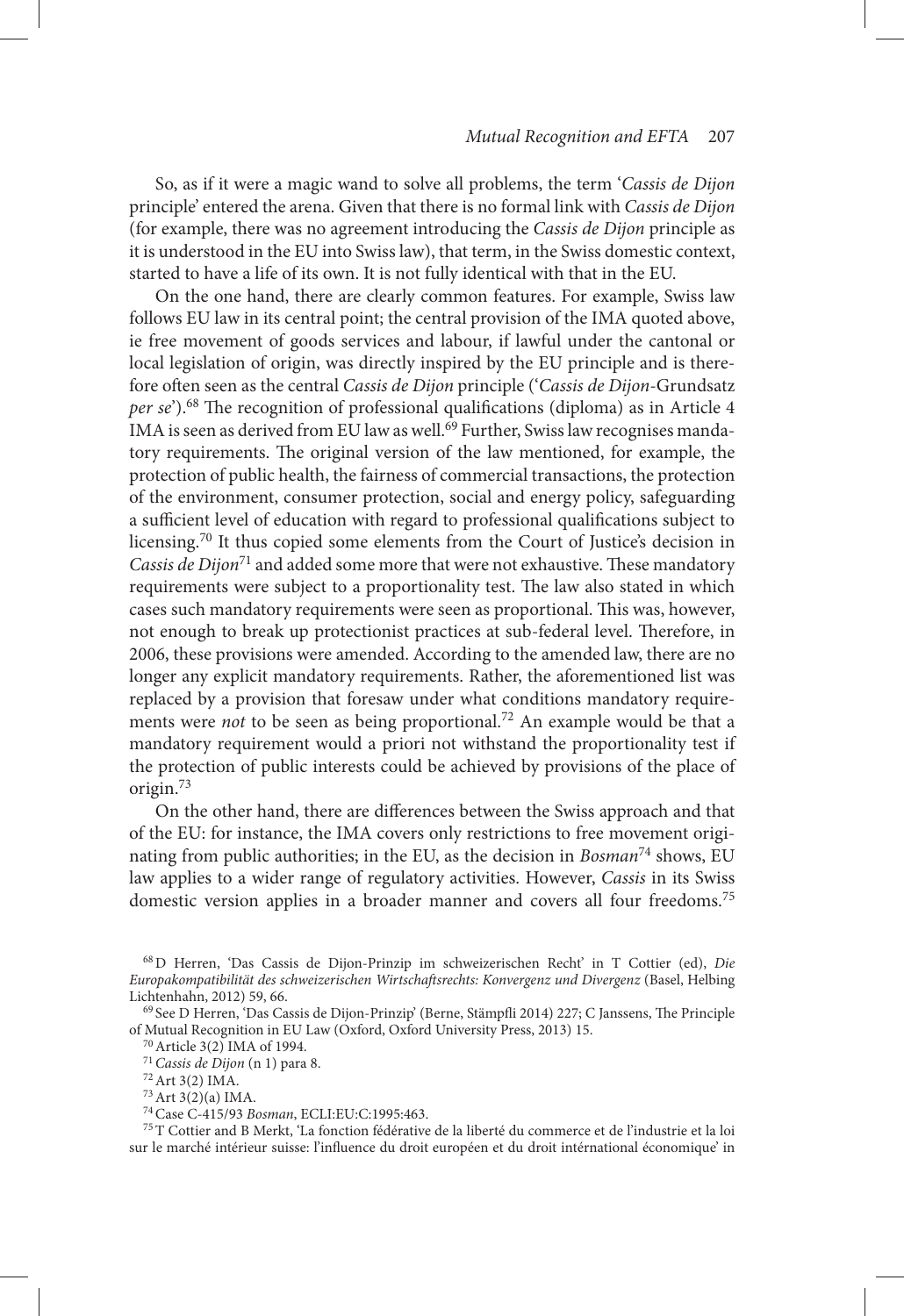So, as if it were a magic wand to solve all problems, the term '*Cassis de Dijon* principle' entered the arena. Given that there is no formal link with *Cassis de Dijon* (for example, there was no agreement introducing the *Cassis de Dijon* principle as it is understood in the EU into Swiss law), that term, in the Swiss domestic context, started to have a life of its own. It is not fully identical with that in the EU.

On the one hand, there are clearly common features. For example, Swiss law follows EU law in its central point; the central provision of the IMA quoted above, ie free movement of goods services and labour, if lawful under the cantonal or local legislation of origin, was directly inspired by the EU principle and is therefore often seen as the central *Cassis de Dijon* principle ('*Cassis de Dijon*-Grundsatz *per se*').[68] The recognition of professional qualifications (diploma) as in Article 4 IMA is seen as derived from EU law as well.[69] Further, Swiss law recognises mandatory requirements. The original version of the law mentioned, for example, the protection of public health, the fairness of commercial transactions, the protection of the environment, consumer protection, social and energy policy, safeguarding a sufficient level of education with regard to professional qualifications subject to licensing.[70] It thus copied some elements from the Court of Justice's decision in *Cassis de Dijon*[71] and added some more that were not exhaustive. These mandatory requirements were subject to a proportionality test. The law also stated in which cases such mandatory requirements were seen as proportional. This was, however, not enough to break up protectionist practices at sub-federal level. Therefore, in 2006, these provisions were amended. According to the amended law, there are no longer any explicit mandatory requirements. Rather, the aforementioned list was replaced by a provision that foresaw under what conditions mandatory requirements were *not* to be seen as being proportional.[72] An example would be that a mandatory requirement would a priori not withstand the proportionality test if the protection of public interests could be achieved by provisions of the place of origin.[73]

On the other hand, there are differences between the Swiss approach and that of the EU: for instance, the IMA covers only restrictions to free movement originating from public authorities; in the EU, as the decision in *Bosman*[74] shows, EU law applies to a wider range of regulatory activities. However, *Cassis* in its Swiss domestic version applies in a broader manner and covers all four freedoms.[75]

---

[68] D Herren, 'Das Cassis de Dijon-Prinzip im schweizerischen Recht' in T Cottier (ed), *Die Europakompatibilität des schweizerischen Wirtschaftsrechts: Konvergenz und Divergenz* (Basel, Helbing Lichtenhahn, 2012) 59, 66.

[69] See D Herren, 'Das Cassis de Dijon-Prinzip' (Berne, Stämpfli 2014) 227; C Janssens, The Principle of Mutual Recognition in EU Law (Oxford, Oxford University Press, 2013) 15.

[70] Article 3(2) IMA of 1994.

[71] *Cassis de Dijon* (n 1) para 8.

[72] Art 3(2) IMA.

[73] Art 3(2)(a) IMA.

[74] Case C-415/93 *Bosman*, ECLI:EU:C:1995:463.

[75] T Cottier and B Merkt, 'La fonction fédérative de la liberté du commerce et de l'industrie et la loi sur le marché intérieur suisse: l'influence du droit européen et du droit intérnational économique' in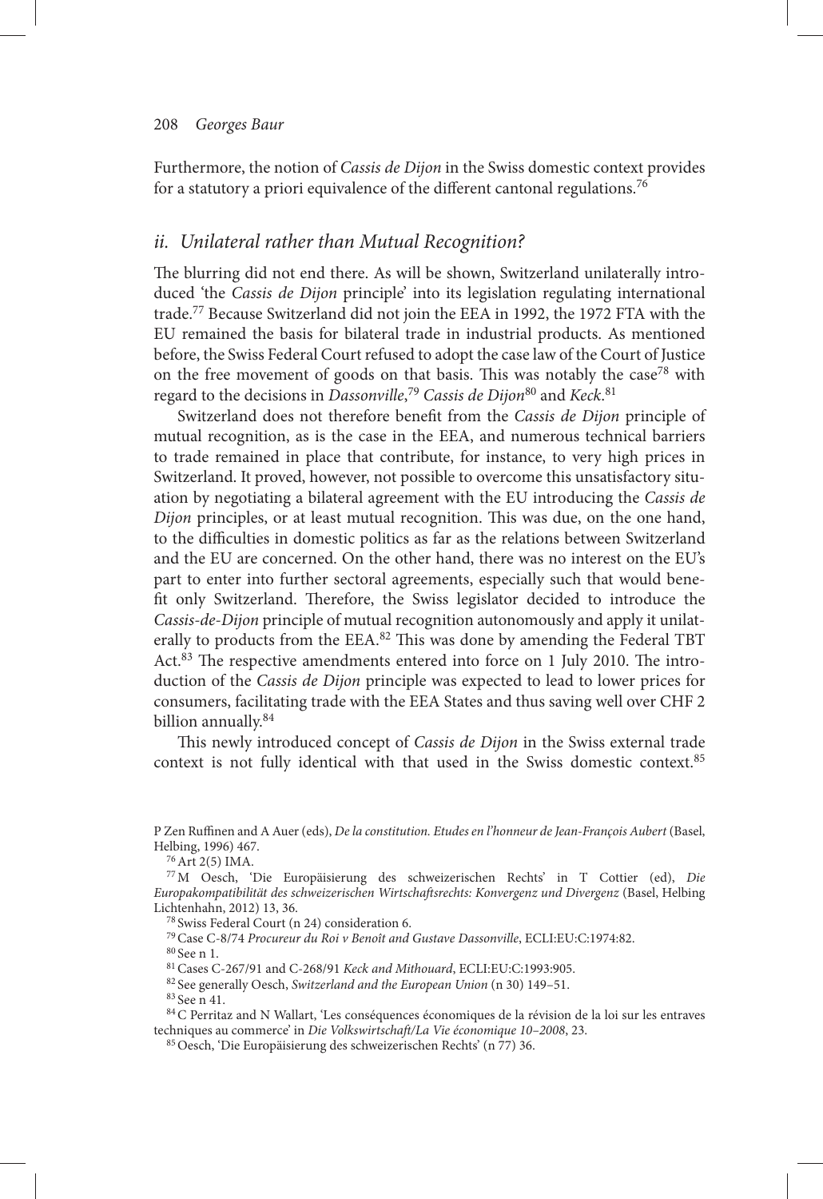Furthermore, the notion of *Cassis de Dijon* in the Swiss domestic context provides for a statutory a priori equivalence of the different cantonal regulations.[76]

### *ii. Unilateral rather than Mutual Recognition?*

The blurring did not end there. As will be shown, Switzerland unilaterally introduced 'the *Cassis de Dijon* principle' into its legislation regulating international trade.[77] Because Switzerland did not join the EEA in 1992, the 1972 FTA with the EU remained the basis for bilateral trade in industrial products. As mentioned before, the Swiss Federal Court refused to adopt the case law of the Court of Justice on the free movement of goods on that basis. This was notably the case[78] with regard to the decisions in *Dassonville*,[79] *Cassis de Dijon*[80] and *Keck*.[81]

Switzerland does not therefore benefit from the *Cassis de Dijon* principle of mutual recognition, as is the case in the EEA, and numerous technical barriers to trade remained in place that contribute, for instance, to very high prices in Switzerland. It proved, however, not possible to overcome this unsatisfactory situation by negotiating a bilateral agreement with the EU introducing the *Cassis de Dijon* principles, or at least mutual recognition. This was due, on the one hand, to the difficulties in domestic politics as far as the relations between Switzerland and the EU are concerned. On the other hand, there was no interest on the EU's part to enter into further sectoral agreements, especially such that would benefit only Switzerland. Therefore, the Swiss legislator decided to introduce the *Cassis-de-Dijon* principle of mutual recognition autonomously and apply it unilaterally to products from the EEA.[82] This was done by amending the Federal TBT Act.[83] The respective amendments entered into force on 1 July 2010. The introduction of the *Cassis de Dijon* principle was expected to lead to lower prices for consumers, facilitating trade with the EEA States and thus saving well over CHF 2 billion annually.[84]

This newly introduced concept of *Cassis de Dijon* in the Swiss external trade context is not fully identical with that used in the Swiss domestic context.[85]

---

P Zen Ruffinen and A Auer (eds), *De la constitution. Etudes en l'honneur de Jean-François Aubert* (Basel, Helbing, 1996) 467.

[76] Art 2(5) IMA.

[77] M Oesch, 'Die Europäisierung des schweizerischen Rechts' in T Cottier (ed), *Die Europakompatibilität des schweizerischen Wirtschaftsrechts: Konvergenz und Divergenz* (Basel, Helbing Lichtenhahn, 2012) 13, 36.

[78] Swiss Federal Court (n 24) consideration 6.

[79] Case C-8/74 *Procureur du Roi v Benoît and Gustave Dassonville*, ECLI:EU:C:1974:82.

[80] See n 1.

[81] Cases C-267/91 and C-268/91 *Keck and Mithouard*, ECLI:EU:C:1993:905.

[82] See generally Oesch, *Switzerland and the European Union* (n 30) 149–51.

[83] See n 41.

[84] C Perritaz and N Wallart, 'Les conséquences économiques de la révision de la loi sur les entraves techniques au commerce' in *Die Volkswirtschaft/La Vie économique 10–2008*, 23.

[85] Oesch, 'Die Europäisierung des schweizerischen Rechts' (n 77) 36.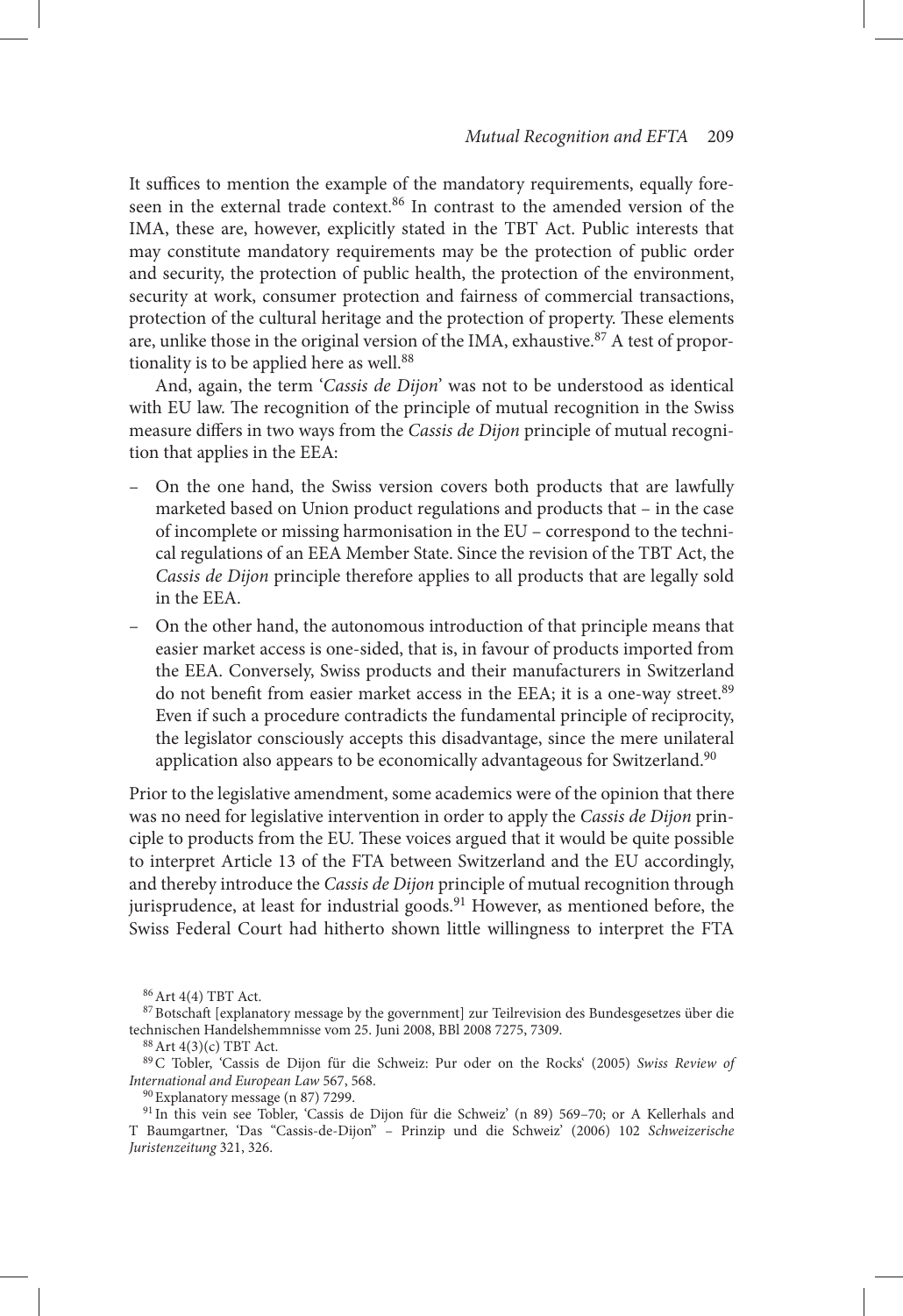It suffices to mention the example of the mandatory requirements, equally foreseen in the external trade context.[86] In contrast to the amended version of the IMA, these are, however, explicitly stated in the TBT Act. Public interests that may constitute mandatory requirements may be the protection of public order and security, the protection of public health, the protection of the environment, security at work, consumer protection and fairness of commercial transactions, protection of the cultural heritage and the protection of property. These elements are, unlike those in the original version of the IMA, exhaustive.[87] A test of proportionality is to be applied here as well.[88]

And, again, the term '*Cassis de Dijon*' was not to be understood as identical with EU law. The recognition of the principle of mutual recognition in the Swiss measure differs in two ways from the *Cassis de Dijon* principle of mutual recognition that applies in the EEA:

- On the one hand, the Swiss version covers both products that are lawfully marketed based on Union product regulations and products that – in the case of incomplete or missing harmonisation in the EU – correspond to the technical regulations of an EEA Member State. Since the revision of the TBT Act, the *Cassis de Dijon* principle therefore applies to all products that are legally sold in the EEA.
- On the other hand, the autonomous introduction of that principle means that easier market access is one-sided, that is, in favour of products imported from the EEA. Conversely, Swiss products and their manufacturers in Switzerland do not benefit from easier market access in the EEA; it is a one-way street.[89] Even if such a procedure contradicts the fundamental principle of reciprocity, the legislator consciously accepts this disadvantage, since the mere unilateral application also appears to be economically advantageous for Switzerland.[90]

Prior to the legislative amendment, some academics were of the opinion that there was no need for legislative intervention in order to apply the *Cassis de Dijon* principle to products from the EU. These voices argued that it would be quite possible to interpret Article 13 of the FTA between Switzerland and the EU accordingly, and thereby introduce the *Cassis de Dijon* principle of mutual recognition through jurisprudence, at least for industrial goods.[91] However, as mentioned before, the Swiss Federal Court had hitherto shown little willingness to interpret the FTA

[86] Art 4(4) TBT Act.

[87] Botschaft [explanatory message by the government] zur Teilrevision des Bundesgesetzes über die technischen Handelshemmnisse vom 25. Juni 2008, BBl 2008 7275, 7309.

[88] Art 4(3)(c) TBT Act.

[89] C Tobler, 'Cassis de Dijon für die Schweiz: Pur oder on the Rocks' (2005) *Swiss Review of International and European Law* 567, 568.

[90] Explanatory message (n 87) 7299.

[91] In this vein see Tobler, 'Cassis de Dijon für die Schweiz' (n 89) 569–70; or A Kellerhals and T Baumgartner, 'Das "Cassis-de-Dijon" – Prinzip und die Schweiz' (2006) 102 *Schweizerische Juristenzeitung* 321, 326.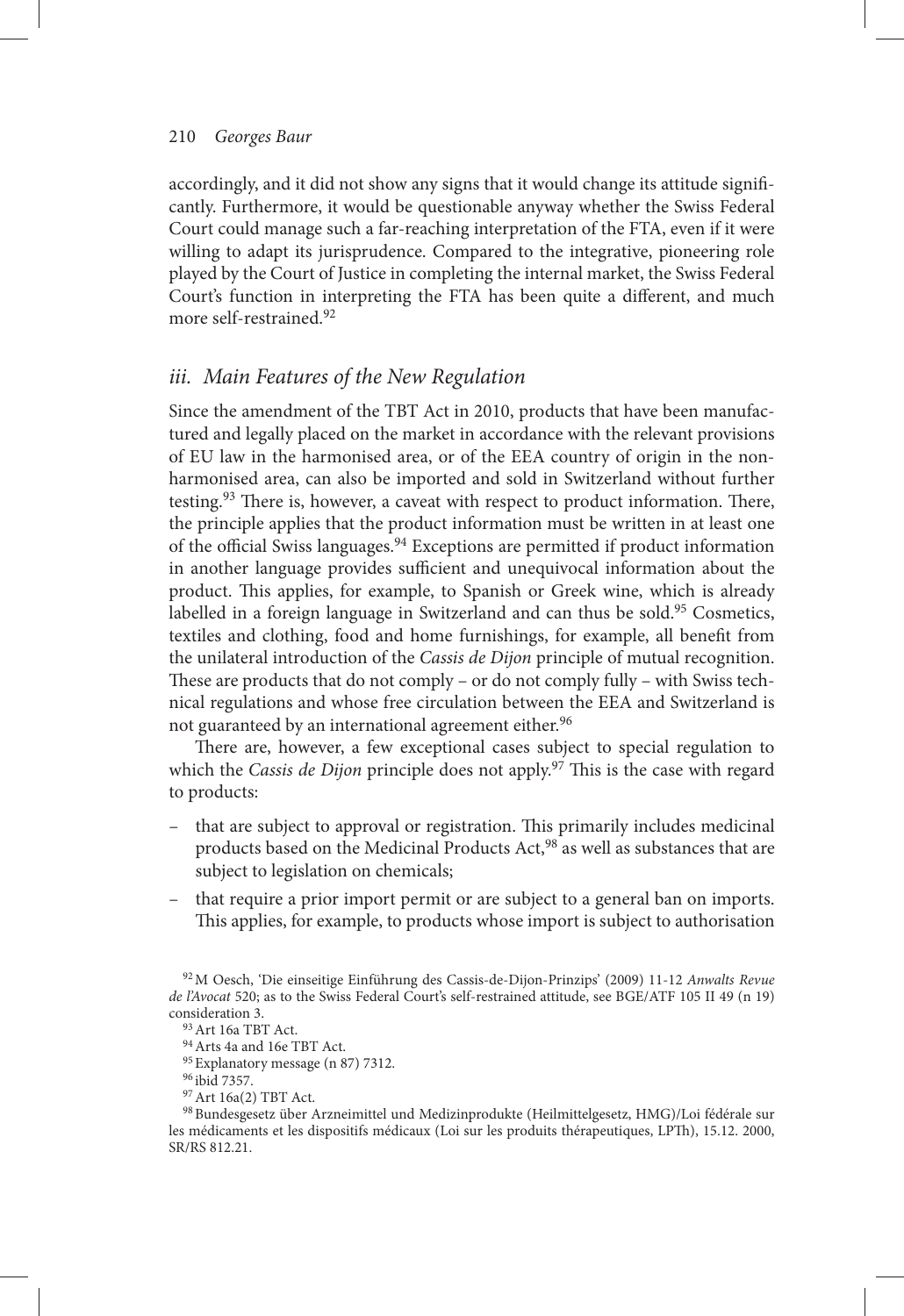accordingly, and it did not show any signs that it would change its attitude significantly. Furthermore, it would be questionable anyway whether the Swiss Federal Court could manage such a far-reaching interpretation of the FTA, even if it were willing to adapt its jurisprudence. Compared to the integrative, pioneering role played by the Court of Justice in completing the internal market, the Swiss Federal Court's function in interpreting the FTA has been quite a different, and much more self-restrained.[92]

### *iii. Main Features of the New Regulation*

Since the amendment of the TBT Act in 2010, products that have been manufactured and legally placed on the market in accordance with the relevant provisions of EU law in the harmonised area, or of the EEA country of origin in the non-harmonised area, can also be imported and sold in Switzerland without further testing.[93] There is, however, a caveat with respect to product information. There, the principle applies that the product information must be written in at least one of the official Swiss languages.[94] Exceptions are permitted if product information in another language provides sufficient and unequivocal information about the product. This applies, for example, to Spanish or Greek wine, which is already labelled in a foreign language in Switzerland and can thus be sold.[95] Cosmetics, textiles and clothing, food and home furnishings, for example, all benefit from the unilateral introduction of the *Cassis de Dijon* principle of mutual recognition. These are products that do not comply – or do not comply fully – with Swiss technical regulations and whose free circulation between the EEA and Switzerland is not guaranteed by an international agreement either.[96]

There are, however, a few exceptional cases subject to special regulation to which the *Cassis de Dijon* principle does not apply.[97] This is the case with regard to products:

- that are subject to approval or registration. This primarily includes medicinal products based on the Medicinal Products Act,[98] as well as substances that are subject to legislation on chemicals;
- that require a prior import permit or are subject to a general ban on imports. This applies, for example, to products whose import is subject to authorisation

---

[92] M Oesch, 'Die einseitige Einführung des Cassis-de-Dijon-Prinzips' (2009) 11-12 *Anwalts Revue de l'Avocat* 520; as to the Swiss Federal Court's self-restrained attitude, see BGE/ATF 105 II 49 (n 19) consideration 3.

[93] Art 16a TBT Act.

[94] Arts 4a and 16e TBT Act.

[95] Explanatory message (n 87) 7312.

[96] ibid 7357.

[97] Art 16a(2) TBT Act.

[98] Bundesgesetz über Arzneimittel und Medizinprodukte (Heilmittelgesetz, HMG)/Loi fédérale sur les médicaments et les dispositifs médicaux (Loi sur les produits thérapeutiques, LPTh), 15.12. 2000, SR/RS 812.21.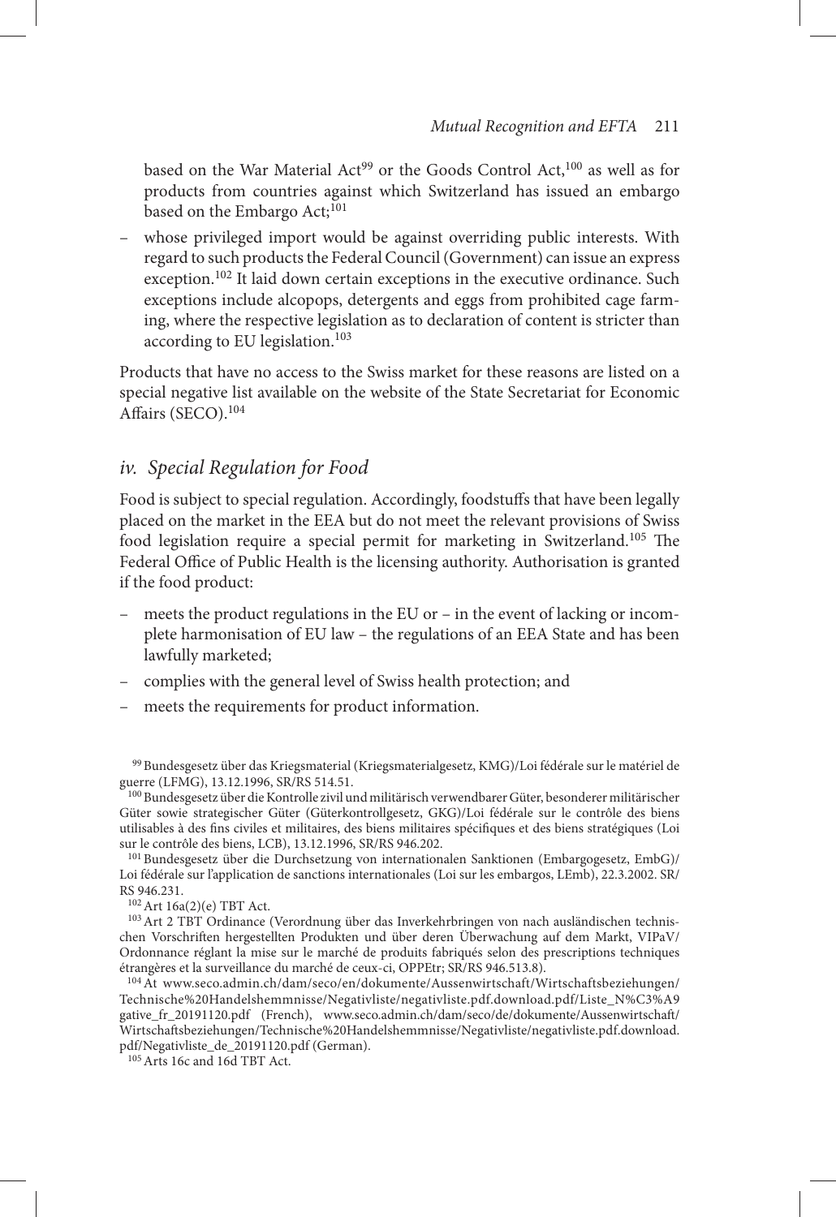based on the War Material Act[99] or the Goods Control Act,[100] as well as for products from countries against which Switzerland has issued an embargo based on the Embargo Act;[101]

– whose privileged import would be against overriding public interests. With regard to such products the Federal Council (Government) can issue an express exception.[102] It laid down certain exceptions in the executive ordinance. Such exceptions include alcopops, detergents and eggs from prohibited cage farming, where the respective legislation as to declaration of content is stricter than according to EU legislation.[103]

Products that have no access to the Swiss market for these reasons are listed on a special negative list available on the website of the State Secretariat for Economic Affairs (SECO).[104]

### *iv. Special Regulation for Food*

Food is subject to special regulation. Accordingly, foodstuffs that have been legally placed on the market in the EEA but do not meet the relevant provisions of Swiss food legislation require a special permit for marketing in Switzerland.[105] The Federal Office of Public Health is the licensing authority. Authorisation is granted if the food product:

– meets the product regulations in the EU or – in the event of lacking or incomplete harmonisation of EU law – the regulations of an EEA State and has been lawfully marketed;

– complies with the general level of Swiss health protection; and

– meets the requirements for product information.

[99] Bundesgesetz über das Kriegsmaterial (Kriegsmaterialgesetz, KMG)/Loi fédérale sur le matériel de guerre (LFMG), 13.12.1996, SR/RS 514.51.

[100] Bundesgesetz über die Kontrolle zivil und militärisch verwendbarer Güter, besonderer militärischer Güter sowie strategischer Güter (Güterkontrollgesetz, GKG)/Loi fédérale sur le contrôle des biens utilisables à des fins civiles et militaires, des biens militaires spécifiques et des biens stratégiques (Loi sur le contrôle des biens, LCB), 13.12.1996, SR/RS 946.202.

[101] Bundesgesetz über die Durchsetzung von internationalen Sanktionen (Embargogesetz, EmbG)/ Loi fédérale sur l'application de sanctions internationales (Loi sur les embargos, LEmb), 22.3.2002. SR/ RS 946.231.

[102] Art 16a(2)(e) TBT Act.

[103] Art 2 TBT Ordinance (Verordnung über das Inverkehrbringen von nach ausländischen technischen Vorschriften hergestellten Produkten und über deren Überwachung auf dem Markt, VIPaV/ Ordonnance réglant la mise sur le marché de produits fabriqués selon des prescriptions techniques étrangères et la surveillance du marché de ceux-ci, OPPEtr; SR/RS 946.513.8).

[104] At www.seco.admin.ch/dam/seco/en/dokumente/Aussenwirtschaft/Wirtschaftsbeziehungen/Technische%20Handelshemmnisse/Negativliste/negativliste.pdf.download.pdf/Liste_N%C3%A9gative_fr_20191120.pdf (French), www.seco.admin.ch/dam/seco/de/dokumente/Aussenwirtschaft/Wirtschaftsbeziehungen/Technische%20Handelshemmnisse/Negativliste/negativliste.pdf.download.pdf/Negativliste_de_20191120.pdf (German).

[105] Arts 16c and 16d TBT Act.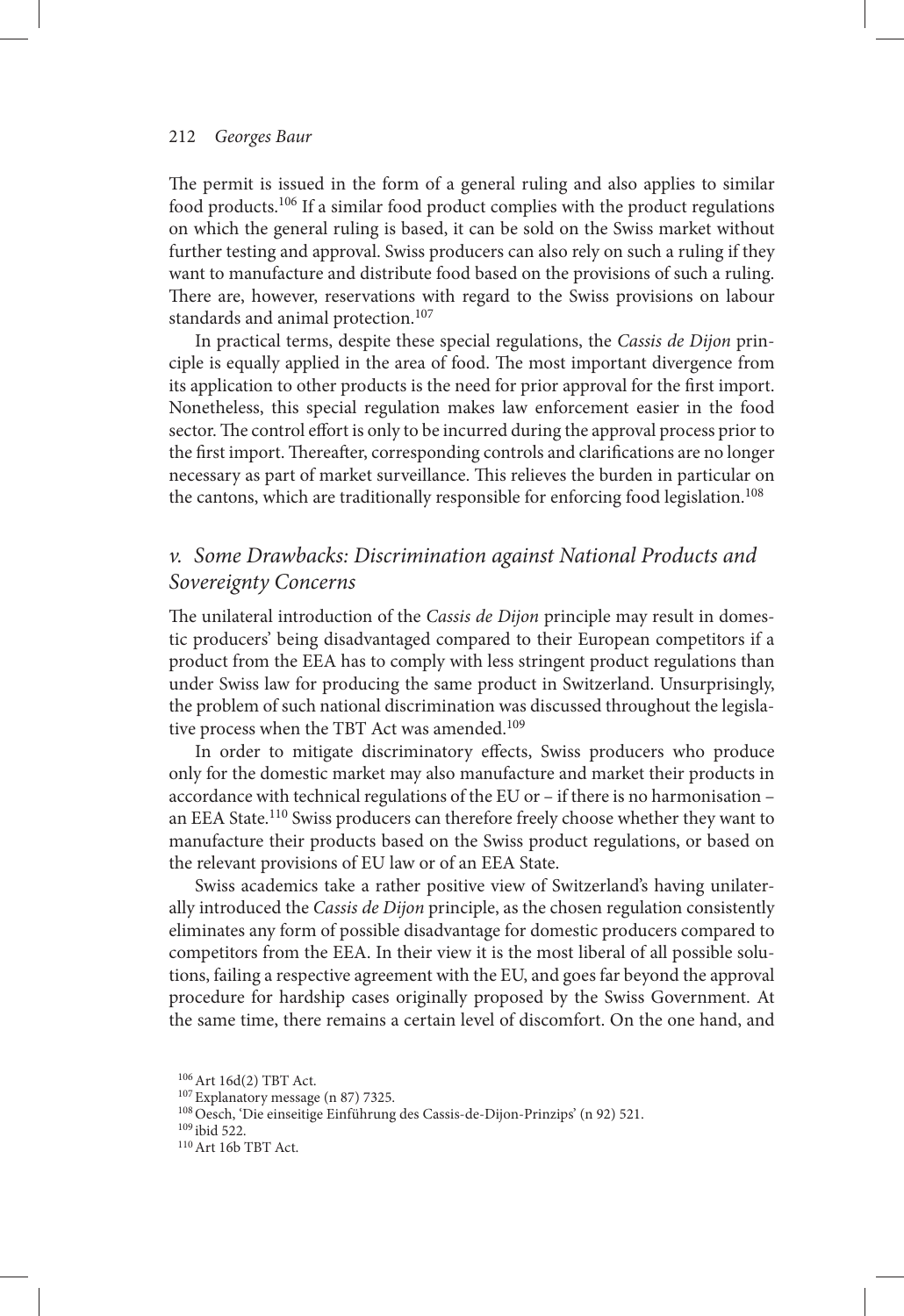The permit is issued in the form of a general ruling and also applies to similar food products.[106] If a similar food product complies with the product regulations on which the general ruling is based, it can be sold on the Swiss market without further testing and approval. Swiss producers can also rely on such a ruling if they want to manufacture and distribute food based on the provisions of such a ruling. There are, however, reservations with regard to the Swiss provisions on labour standards and animal protection.[107]

In practical terms, despite these special regulations, the *Cassis de Dijon* principle is equally applied in the area of food. The most important divergence from its application to other products is the need for prior approval for the first import. Nonetheless, this special regulation makes law enforcement easier in the food sector. The control effort is only to be incurred during the approval process prior to the first import. Thereafter, corresponding controls and clarifications are no longer necessary as part of market surveillance. This relieves the burden in particular on the cantons, which are traditionally responsible for enforcing food legislation.[108]

### *v. Some Drawbacks: Discrimination against National Products and Sovereignty Concerns*

The unilateral introduction of the *Cassis de Dijon* principle may result in domestic producers' being disadvantaged compared to their European competitors if a product from the EEA has to comply with less stringent product regulations than under Swiss law for producing the same product in Switzerland. Unsurprisingly, the problem of such national discrimination was discussed throughout the legislative process when the TBT Act was amended.[109]

In order to mitigate discriminatory effects, Swiss producers who produce only for the domestic market may also manufacture and market their products in accordance with technical regulations of the EU or – if there is no harmonisation – an EEA State.[110] Swiss producers can therefore freely choose whether they want to manufacture their products based on the Swiss product regulations, or based on the relevant provisions of EU law or of an EEA State.

Swiss academics take a rather positive view of Switzerland's having unilaterally introduced the *Cassis de Dijon* principle, as the chosen regulation consistently eliminates any form of possible disadvantage for domestic producers compared to competitors from the EEA. In their view it is the most liberal of all possible solutions, failing a respective agreement with the EU, and goes far beyond the approval procedure for hardship cases originally proposed by the Swiss Government. At the same time, there remains a certain level of discomfort. On the one hand, and

[106] Art 16d(2) TBT Act.

[107] Explanatory message (n 87) 7325.

[108] Oesch, 'Die einseitige Einführung des Cassis-de-Dijon-Prinzips' (n 92) 521.

[109] ibid 522.

[110] Art 16b TBT Act.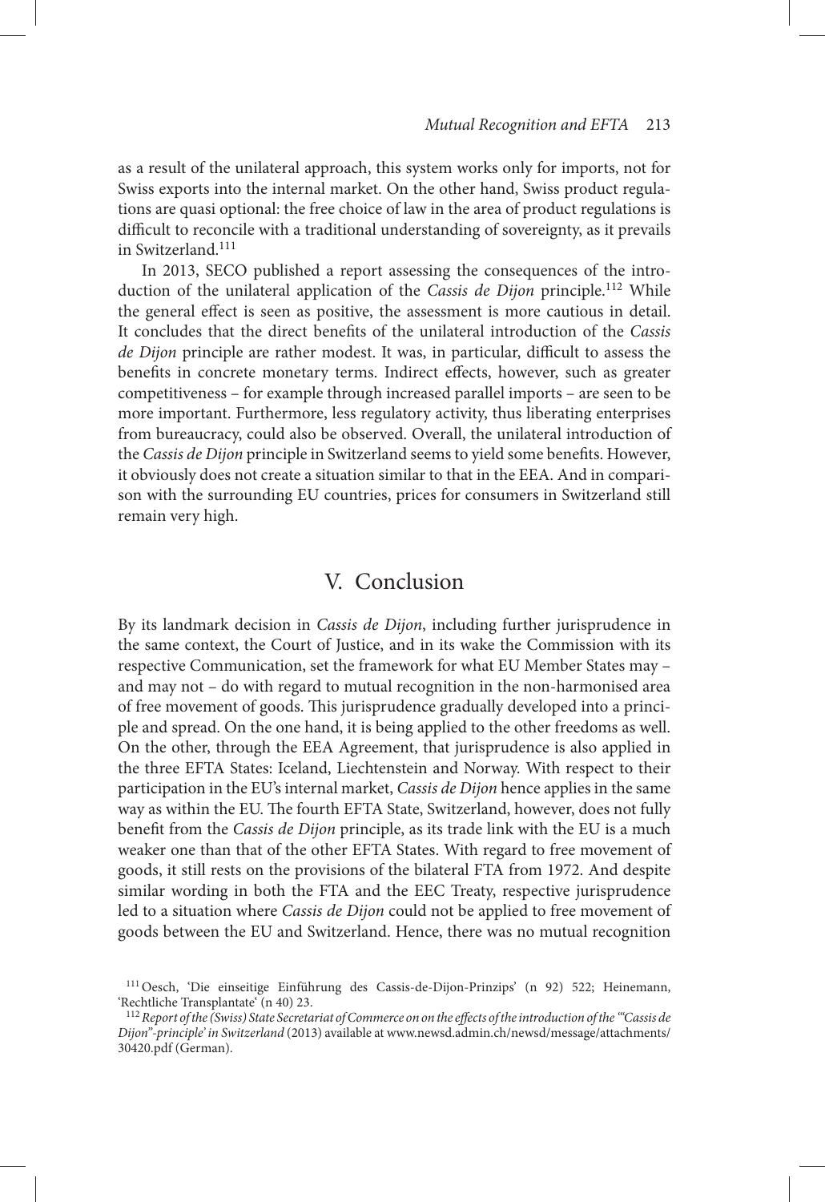as a result of the unilateral approach, this system works only for imports, not for Swiss exports into the internal market. On the other hand, Swiss product regulations are quasi optional: the free choice of law in the area of product regulations is difficult to reconcile with a traditional understanding of sovereignty, as it prevails in Switzerland.[111]

In 2013, SECO published a report assessing the consequences of the introduction of the unilateral application of the *Cassis de Dijon* principle.[112] While the general effect is seen as positive, the assessment is more cautious in detail. It concludes that the direct benefits of the unilateral introduction of the *Cassis de Dijon* principle are rather modest. It was, in particular, difficult to assess the benefits in concrete monetary terms. Indirect effects, however, such as greater competitiveness – for example through increased parallel imports – are seen to be more important. Furthermore, less regulatory activity, thus liberating enterprises from bureaucracy, could also be observed. Overall, the unilateral introduction of the *Cassis de Dijon* principle in Switzerland seems to yield some benefits. However, it obviously does not create a situation similar to that in the EEA. And in comparison with the surrounding EU countries, prices for consumers in Switzerland still remain very high.

## V. Conclusion

By its landmark decision in *Cassis de Dijon*, including further jurisprudence in the same context, the Court of Justice, and in its wake the Commission with its respective Communication, set the framework for what EU Member States may – and may not – do with regard to mutual recognition in the non-harmonised area of free movement of goods. This jurisprudence gradually developed into a principle and spread. On the one hand, it is being applied to the other freedoms as well. On the other, through the EEA Agreement, that jurisprudence is also applied in the three EFTA States: Iceland, Liechtenstein and Norway. With respect to their participation in the EU's internal market, *Cassis de Dijon* hence applies in the same way as within the EU. The fourth EFTA State, Switzerland, however, does not fully benefit from the *Cassis de Dijon* principle, as its trade link with the EU is a much weaker one than that of the other EFTA States. With regard to free movement of goods, it still rests on the provisions of the bilateral FTA from 1972. And despite similar wording in both the FTA and the EEC Treaty, respective jurisprudence led to a situation where *Cassis de Dijon* could not be applied to free movement of goods between the EU and Switzerland. Hence, there was no mutual recognition

---

[111] Oesch, 'Die einseitige Einführung des Cassis-de-Dijon-Prinzips' (n 92) 522; Heinemann, 'Rechtliche Transplantate' (n 40) 23.

[112] *Report of the (Swiss) State Secretariat of Commerce on on the effects of the introduction of the '"Cassis de Dijon"-principle' in Switzerland* (2013) available at www.newsd.admin.ch/newsd/message/attachments/30420.pdf (German).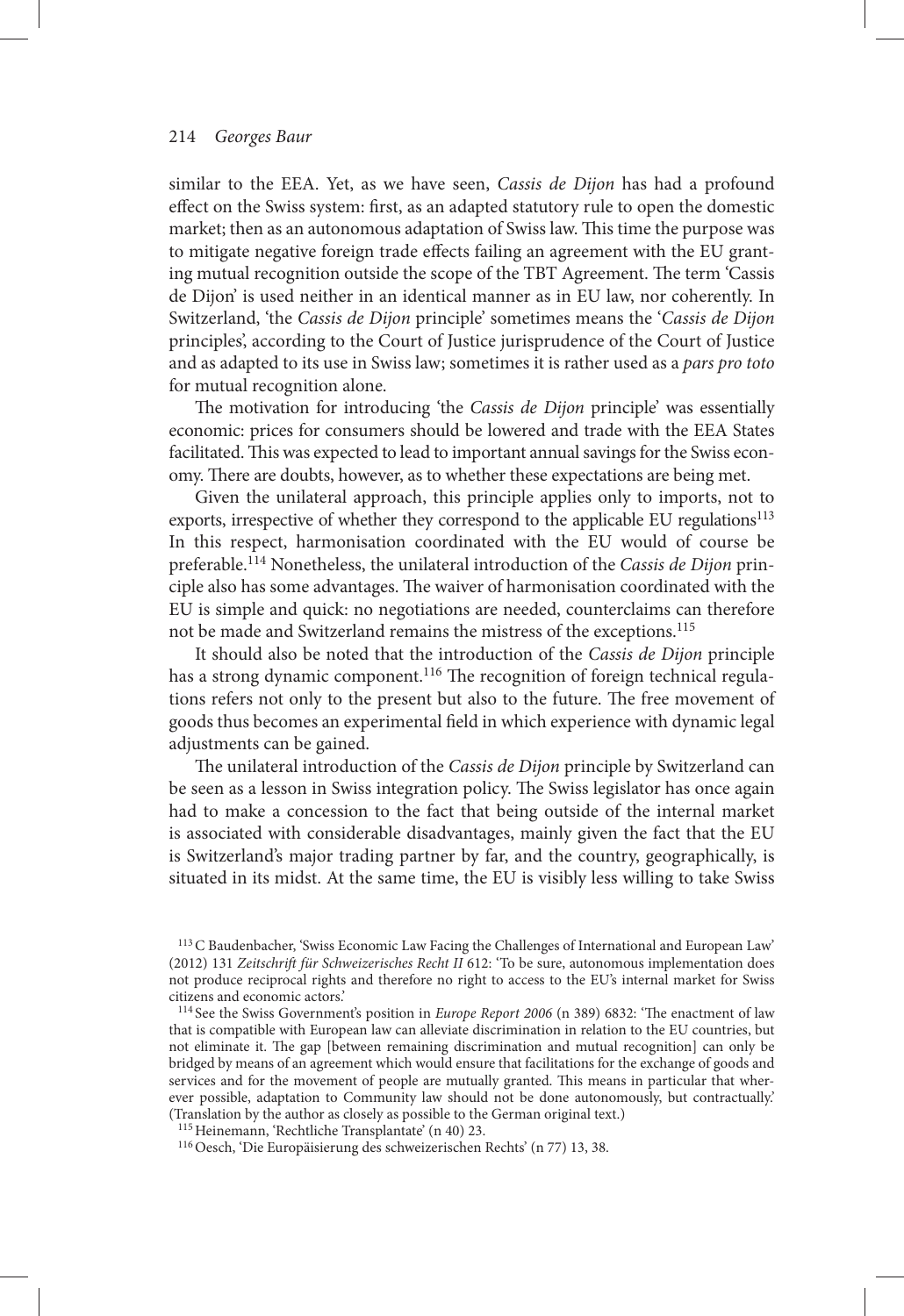similar to the EEA. Yet, as we have seen, *Cassis de Dijon* has had a profound effect on the Swiss system: first, as an adapted statutory rule to open the domestic market; then as an autonomous adaptation of Swiss law. This time the purpose was to mitigate negative foreign trade effects failing an agreement with the EU granting mutual recognition outside the scope of the TBT Agreement. The term 'Cassis de Dijon' is used neither in an identical manner as in EU law, nor coherently. In Switzerland, 'the *Cassis de Dijon* principle' sometimes means the '*Cassis de Dijon* principles', according to the Court of Justice jurisprudence of the Court of Justice and as adapted to its use in Swiss law; sometimes it is rather used as a *pars pro toto* for mutual recognition alone.

The motivation for introducing 'the *Cassis de Dijon* principle' was essentially economic: prices for consumers should be lowered and trade with the EEA States facilitated. This was expected to lead to important annual savings for the Swiss economy. There are doubts, however, as to whether these expectations are being met.

Given the unilateral approach, this principle applies only to imports, not to exports, irrespective of whether they correspond to the applicable EU regulations[113] In this respect, harmonisation coordinated with the EU would of course be preferable.[114] Nonetheless, the unilateral introduction of the *Cassis de Dijon* principle also has some advantages. The waiver of harmonisation coordinated with the EU is simple and quick: no negotiations are needed, counterclaims can therefore not be made and Switzerland remains the mistress of the exceptions.[115]

It should also be noted that the introduction of the *Cassis de Dijon* principle has a strong dynamic component.[116] The recognition of foreign technical regulations refers not only to the present but also to the future. The free movement of goods thus becomes an experimental field in which experience with dynamic legal adjustments can be gained.

The unilateral introduction of the *Cassis de Dijon* principle by Switzerland can be seen as a lesson in Swiss integration policy. The Swiss legislator has once again had to make a concession to the fact that being outside of the internal market is associated with considerable disadvantages, mainly given the fact that the EU is Switzerland's major trading partner by far, and the country, geographically, is situated in its midst. At the same time, the EU is visibly less willing to take Swiss

---

[113] C Baudenbacher, 'Swiss Economic Law Facing the Challenges of International and European Law' (2012) 131 *Zeitschrift für Schweizerisches Recht II* 612: 'To be sure, autonomous implementation does not produce reciprocal rights and therefore no right to access to the EU's internal market for Swiss citizens and economic actors.'

[114] See the Swiss Government's position in *Europe Report 2006* (n 389) 6832: 'The enactment of law that is compatible with European law can alleviate discrimination in relation to the EU countries, but not eliminate it. The gap [between remaining discrimination and mutual recognition] can only be bridged by means of an agreement which would ensure that facilitations for the exchange of goods and services and for the movement of people are mutually granted. This means in particular that wherever possible, adaptation to Community law should not be done autonomously, but contractually.' (Translation by the author as closely as possible to the German original text.)

[115] Heinemann, 'Rechtliche Transplantate' (n 40) 23.

[116] Oesch, 'Die Europäisierung des schweizerischen Rechts' (n 77) 13, 38.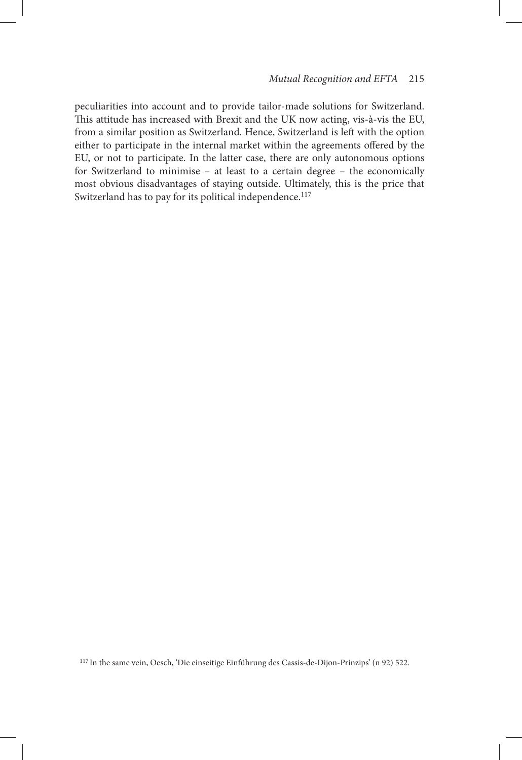peculiarities into account and to provide tailor-made solutions for Switzerland. This attitude has increased with Brexit and the UK now acting, vis-à-vis the EU, from a similar position as Switzerland. Hence, Switzerland is left with the option either to participate in the internal market within the agreements offered by the EU, or not to participate. In the latter case, there are only autonomous options for Switzerland to minimise – at least to a certain degree – the economically most obvious disadvantages of staying outside. Ultimately, this is the price that Switzerland has to pay for its political independence.[117]

[117] In the same vein, Oesch, 'Die einseitige Einführung des Cassis-de-Dijon-Prinzips' (n 92) 522.